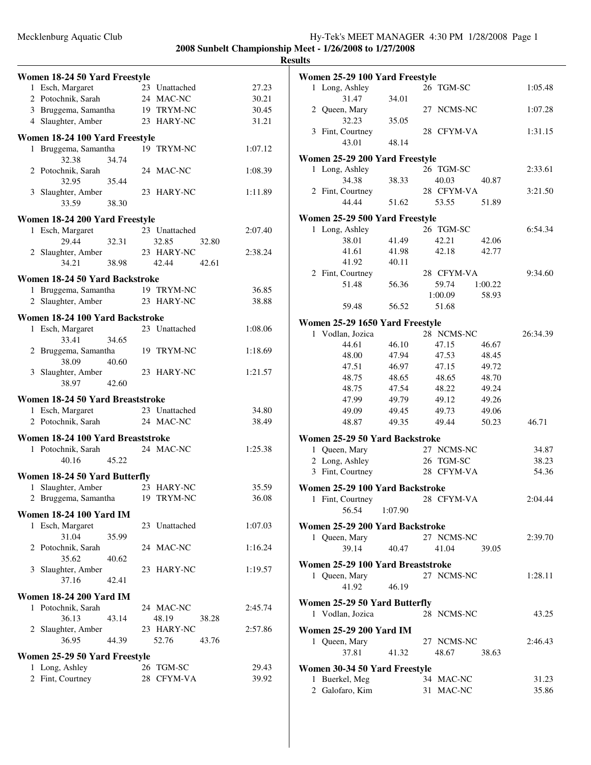Mecklenburg Aquatic Club

**2008 Sunbelt Championship Meet - 1/26/2008 to 1/27/2008**

**Results**

### Women 18-24 50 Yard Freestyle

1 Esch, Margaret 23 Unattached 27.23
2 Potochnik, Sarah 24 MAC-NC 30.21
3 Bruggema, Samantha 19 TRYM-NC 30.45
4 Slaughter, Amber 23 HARY-NC 31.21

### Women 18-24 100 Yard Freestyle

1 Bruggema, Samantha 19 TRYM-NC 1:07.12
   32.38 34.74
2 Potochnik, Sarah 24 MAC-NC 1:08.39
   32.95 35.44
3 Slaughter, Amber 23 HARY-NC 1:11.89
   33.59 38.30

### Women 18-24 200 Yard Freestyle

1 Esch, Margaret 23 Unattached 2:07.40
   29.44 32.31 32.85 32.80
2 Slaughter, Amber 23 HARY-NC 2:38.24
   34.21 38.98 42.44 42.61

### Women 18-24 50 Yard Backstroke

1 Bruggema, Samantha 19 TRYM-NC 36.85
2 Slaughter, Amber 23 HARY-NC 38.88

### Women 18-24 100 Yard Backstroke

1 Esch, Margaret 23 Unattached 1:08.06
   33.41 34.65
2 Bruggema, Samantha 19 TRYM-NC 1:18.69
   38.09 40.60
3 Slaughter, Amber 23 HARY-NC 1:21.57
   38.97 42.60

### Women 18-24 50 Yard Breaststroke

1 Esch, Margaret 23 Unattached 34.80
2 Potochnik, Sarah 24 MAC-NC 38.49

### Women 18-24 100 Yard Breaststroke

1 Potochnik, Sarah 24 MAC-NC 1:25.38
   40.16 45.22

### Women 18-24 50 Yard Butterfly

1 Slaughter, Amber 23 HARY-NC 35.59
2 Bruggema, Samantha 19 TRYM-NC 36.08

### Women 18-24 100 Yard IM

1 Esch, Margaret 23 Unattached 1:07.03
   31.04 35.99
2 Potochnik, Sarah 24 MAC-NC 1:16.24
   35.62 40.62
3 Slaughter, Amber 23 HARY-NC 1:19.57
   37.16 42.41

### Women 18-24 200 Yard IM

1 Potochnik, Sarah 24 MAC-NC 2:45.74
   36.13 43.14 48.19 38.28
2 Slaughter, Amber 23 HARY-NC 2:57.86
   36.95 44.39 52.76 43.76

### Women 25-29 50 Yard Freestyle

1 Long, Ashley 26 TGM-SC 29.43
2 Fint, Courtney 28 CFYM-VA 39.92

### Women 25-29 100 Yard Freestyle

1 Long, Ashley 26 TGM-SC 1:05.48
   31.47 34.01
2 Queen, Mary 27 NCMS-NC 1:07.28
   32.23 35.05
3 Fint, Courtney 28 CFYM-VA 1:31.15
   43.01 48.14

### Women 25-29 200 Yard Freestyle

1 Long, Ashley 26 TGM-SC 2:33.61
   34.38 38.33 40.03 40.87
2 Fint, Courtney 28 CFYM-VA 3:21.50
   44.44 51.62 53.55 51.89

### Women 25-29 500 Yard Freestyle

1 Long, Ashley 26 TGM-SC 6:54.34
   38.01 41.49 42.21 42.06
   41.61 41.98 42.18 42.77
   41.92 40.11
2 Fint, Courtney 28 CFYM-VA 9:34.60
   51.48 56.36 59.74 1:00.22
   1:00.09 58.93
   59.48 56.52 51.68

### Women 25-29 1650 Yard Freestyle

1 Vodlan, Jozica 28 NCMS-NC 26:34.39
   44.61 46.10 47.15 46.67
   48.00 47.94 47.53 48.45
   47.51 46.97 47.15 49.72
   48.75 48.65 48.65 48.70
   48.75 47.54 48.22 49.24
   47.99 49.79 49.12 49.26
   49.09 49.45 49.73 49.06
   48.87 49.35 49.44 50.23 46.71

### Women 25-29 50 Yard Backstroke

1 Queen, Mary 27 NCMS-NC 34.87
2 Long, Ashley 26 TGM-SC 38.23
3 Fint, Courtney 28 CFYM-VA 54.36

### Women 25-29 100 Yard Backstroke

1 Fint, Courtney 28 CFYM-VA 2:04.44
   56.54 1:07.90

### Women 25-29 200 Yard Backstroke

1 Queen, Mary 27 NCMS-NC 2:39.70
   39.14 40.47 41.04 39.05

### Women 25-29 100 Yard Breaststroke

1 Queen, Mary 27 NCMS-NC 1:28.11
   41.92 46.19

### Women 25-29 50 Yard Butterfly

1 Vodlan, Jozica 28 NCMS-NC 43.25

### Women 25-29 200 Yard IM

1 Queen, Mary 27 NCMS-NC 2:46.43
   37.81 41.32 48.67 38.63

### Women 30-34 50 Yard Freestyle

1 Buerkel, Meg 34 MAC-NC 31.23
2 Galofaro, Kim 31 MAC-NC 35.86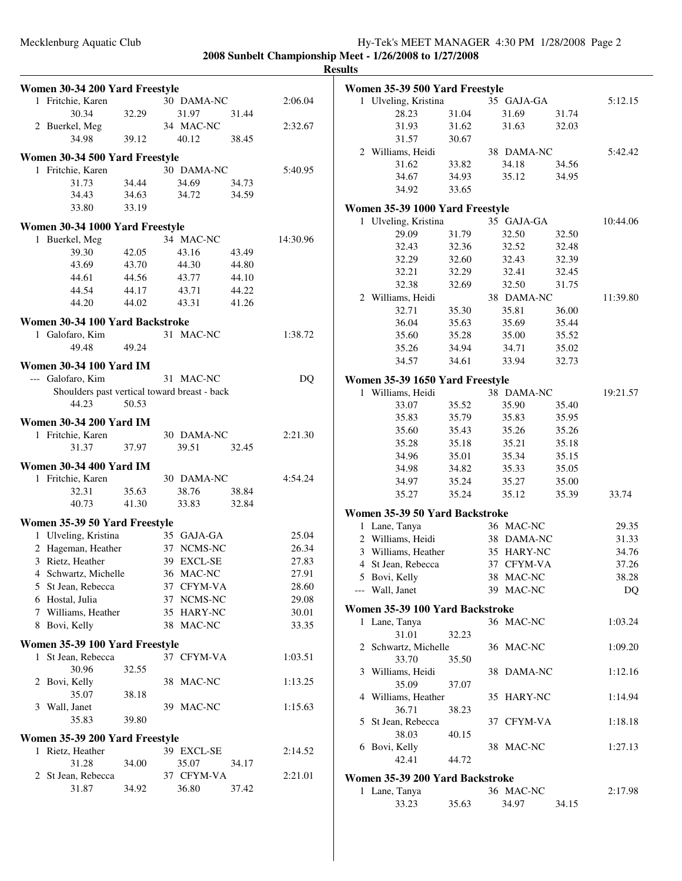**2008 Sunbelt Championship Meet - 1/26/2008 to 1/27/2008**

**Results**

### Women 30-34 200 Yard Freestyle

| Place | Name | Age | Team | Time |
|---|---|---|---|---|
| 1 | Fritchie, Karen | 30 | DAMA-NC | 2:06.04 |
| | 30.34 / 32.29 / 31.97 / 31.44 | | | |
| 2 | Buerkel, Meg | 34 | MAC-NC | 2:32.67 |
| | 34.98 / 39.12 / 40.12 / 38.45 | | | |

### Women 30-34 500 Yard Freestyle

| Place | Name | Age | Team | Time |
|---|---|---|---|---|
| 1 | Fritchie, Karen | 30 | DAMA-NC | 5:40.95 |
| | 31.73 / 34.44 / 34.69 / 34.73 / 34.43 / 34.63 / 34.72 / 34.59 / 33.80 / 33.19 | | | |

### Women 30-34 1000 Yard Freestyle

| Place | Name | Age | Team | Time |
|---|---|---|---|---|
| 1 | Buerkel, Meg | 34 | MAC-NC | 14:30.96 |
| | 39.30 / 42.05 / 43.16 / 43.49 / 43.69 / 43.70 / 44.30 / 44.80 / 44.61 / 44.56 / 43.77 / 44.10 / 44.54 / 44.17 / 43.71 / 44.22 / 44.20 / 44.02 / 43.31 / 41.26 | | | |

### Women 30-34 100 Yard Backstroke

| Place | Name | Age | Team | Time |
|---|---|---|---|---|
| 1 | Galofaro, Kim | 31 | MAC-NC | 1:38.72 |
| | 49.48 / 49.24 | | | |

### Women 30-34 100 Yard IM

| Place | Name | Age | Team | Time |
|---|---|---|---|---|
| --- | Galofaro, Kim | 31 | MAC-NC | DQ |
| | Shoulders past vertical toward breast - back | | | |
| | 44.23 / 50.53 | | | |

### Women 30-34 200 Yard IM

| Place | Name | Age | Team | Time |
|---|---|---|---|---|
| 1 | Fritchie, Karen | 30 | DAMA-NC | 2:21.30 |
| | 31.37 / 37.97 / 39.51 / 32.45 | | | |

### Women 30-34 400 Yard IM

| Place | Name | Age | Team | Time |
|---|---|---|---|---|
| 1 | Fritchie, Karen | 30 | DAMA-NC | 4:54.24 |
| | 32.31 / 35.63 / 38.76 / 38.84 / 40.73 / 41.30 / 33.83 / 32.84 | | | |

### Women 35-39 50 Yard Freestyle

| Place | Name | Age | Team | Time |
|---|---|---|---|---|
| 1 | Ulveling, Kristina | 35 | GAJA-GA | 25.04 |
| 2 | Hageman, Heather | 37 | NCMS-NC | 26.34 |
| 3 | Rietz, Heather | 39 | EXCL-SE | 27.83 |
| 4 | Schwartz, Michelle | 36 | MAC-NC | 27.91 |
| 5 | St Jean, Rebecca | 37 | CFYM-VA | 28.60 |
| 6 | Hostal, Julia | 37 | NCMS-NC | 29.08 |
| 7 | Williams, Heather | 35 | HARY-NC | 30.01 |
| 8 | Bovi, Kelly | 38 | MAC-NC | 33.35 |

### Women 35-39 100 Yard Freestyle

| Place | Name | Age | Team | Time |
|---|---|---|---|---|
| 1 | St Jean, Rebecca | 37 | CFYM-VA | 1:03.51 |
| | 30.96 / 32.55 | | | |
| 2 | Bovi, Kelly | 38 | MAC-NC | 1:13.25 |
| | 35.07 / 38.18 | | | |
| 3 | Wall, Janet | 39 | MAC-NC | 1:15.63 |
| | 35.83 / 39.80 | | | |

### Women 35-39 200 Yard Freestyle

| Place | Name | Age | Team | Time |
|---|---|---|---|---|
| 1 | Rietz, Heather | 39 | EXCL-SE | 2:14.52 |
| | 31.28 / 34.00 / 35.07 / 34.17 | | | |
| 2 | St Jean, Rebecca | 37 | CFYM-VA | 2:21.01 |
| | 31.87 / 34.92 / 36.80 / 37.42 | | | |

### Women 35-39 500 Yard Freestyle

| Place | Name | Age | Team | Time |
|---|---|---|---|---|
| 1 | Ulveling, Kristina | 35 | GAJA-GA | 5:12.15 |
| | 28.23 / 31.04 / 31.69 / 31.74 / 31.93 / 31.62 / 31.63 / 32.03 / 31.57 / 30.67 | | | |
| 2 | Williams, Heidi | 38 | DAMA-NC | 5:42.42 |
| | 31.62 / 33.82 / 34.18 / 34.56 / 34.67 / 34.93 / 35.12 / 34.95 / 34.92 / 33.65 | | | |

### Women 35-39 1000 Yard Freestyle

| Place | Name | Age | Team | Time |
|---|---|---|---|---|
| 1 | Ulveling, Kristina | 35 | GAJA-GA | 10:44.06 |
| | 29.09 / 31.79 / 32.50 / 32.50 / 32.43 / 32.36 / 32.52 / 32.48 / 32.29 / 32.60 / 32.43 / 32.39 / 32.21 / 32.29 / 32.41 / 32.45 / 32.38 / 32.69 / 32.50 / 31.75 | | | |
| 2 | Williams, Heidi | 38 | DAMA-NC | 11:39.80 |
| | 32.71 / 35.30 / 35.81 / 36.00 / 36.04 / 35.63 / 35.69 / 35.44 / 35.60 / 35.28 / 35.00 / 35.52 / 35.26 / 34.94 / 34.71 / 35.02 / 34.57 / 34.61 / 33.94 / 32.73 | | | |

### Women 35-39 1650 Yard Freestyle

| Place | Name | Age | Team | Time |
|---|---|---|---|---|
| 1 | Williams, Heidi | 38 | DAMA-NC | 19:21.57 |
| | 33.07 / 35.52 / 35.90 / 35.40 / 35.83 / 35.79 / 35.83 / 35.95 / 35.60 / 35.43 / 35.26 / 35.26 / 35.28 / 35.18 / 35.21 / 35.18 / 34.96 / 35.01 / 35.34 / 35.15 / 34.98 / 34.82 / 35.33 / 35.05 / 34.97 / 35.24 / 35.27 / 35.00 / 35.27 / 35.24 / 35.12 / 35.39 / 33.74 | | | |

### Women 35-39 50 Yard Backstroke

| Place | Name | Age | Team | Time |
|---|---|---|---|---|
| 1 | Lane, Tanya | 36 | MAC-NC | 29.35 |
| 2 | Williams, Heidi | 38 | DAMA-NC | 31.33 |
| 3 | Williams, Heather | 35 | HARY-NC | 34.76 |
| 4 | St Jean, Rebecca | 37 | CFYM-VA | 37.26 |
| 5 | Bovi, Kelly | 38 | MAC-NC | 38.28 |
| --- | Wall, Janet | 39 | MAC-NC | DQ |

### Women 35-39 100 Yard Backstroke

| Place | Name | Age | Team | Time |
|---|---|---|---|---|
| 1 | Lane, Tanya | 36 | MAC-NC | 1:03.24 |
| | 31.01 / 32.23 | | | |
| 2 | Schwartz, Michelle | 36 | MAC-NC | 1:09.20 |
| | 33.70 / 35.50 | | | |
| 3 | Williams, Heidi | 38 | DAMA-NC | 1:12.16 |
| | 35.09 / 37.07 | | | |
| 4 | Williams, Heather | 35 | HARY-NC | 1:14.94 |
| | 36.71 / 38.23 | | | |
| 5 | St Jean, Rebecca | 37 | CFYM-VA | 1:18.18 |
| | 38.03 / 40.15 | | | |
| 6 | Bovi, Kelly | 38 | MAC-NC | 1:27.13 |
| | 42.41 / 44.72 | | | |

### Women 35-39 200 Yard Backstroke

| Place | Name | Age | Team | Time |
|---|---|---|---|---|
| 1 | Lane, Tanya | 36 | MAC-NC | 2:17.98 |
| | 33.23 / 35.63 / 34.97 / 34.15 | | | |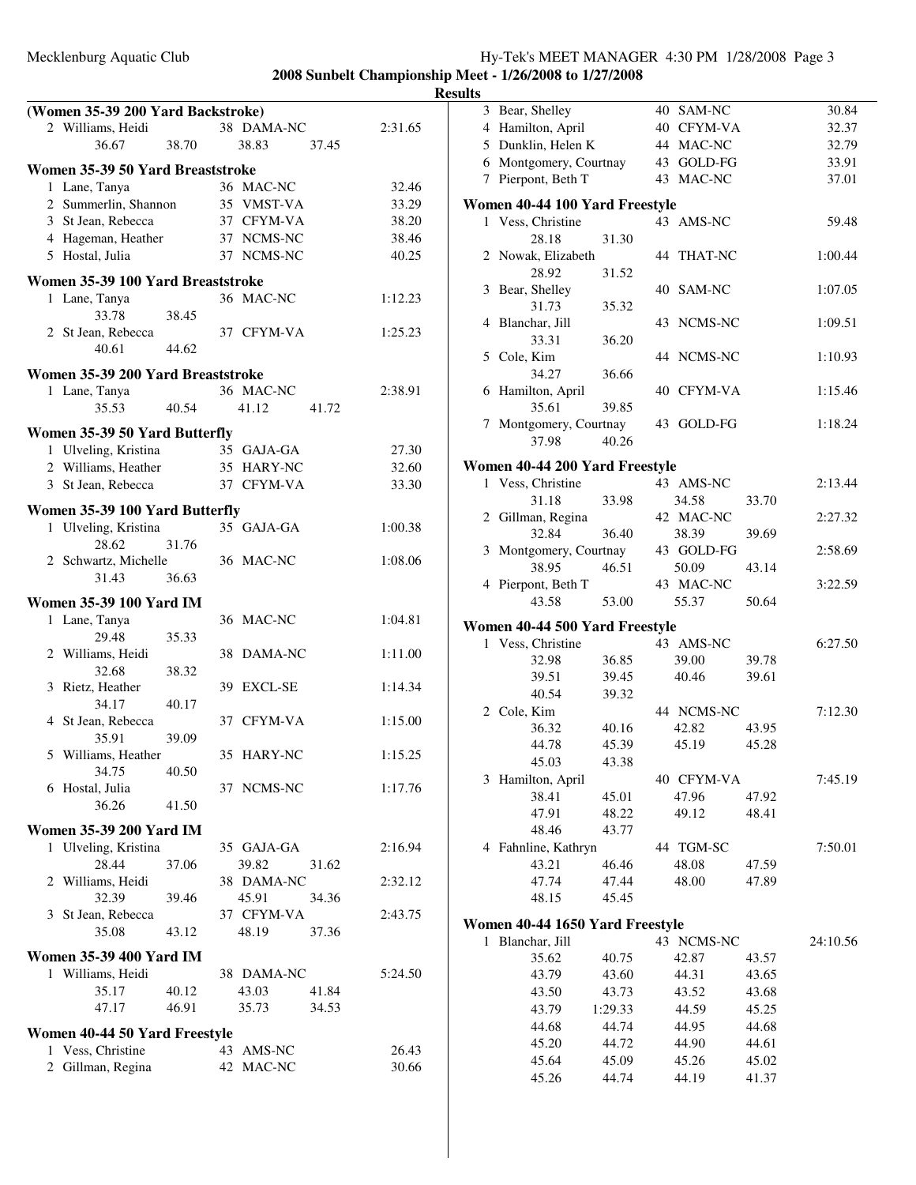**2008 Sunbelt Championship Meet - 1/26/2008 to 1/27/2008**

**Results**

### (Women 35-39 200 Yard Backstroke)

| | Name | Age | Team | Time |
|---|---|---|---|---|
| 2 | Williams, Heidi | 38 | DAMA-NC | 2:31.65 |
| | 36.67 38.70 38.83 37.45 | | | |

### Women 35-39 50 Yard Breaststroke

| | Name | Age | Team | Time |
|---|---|---|---|---|
| 1 | Lane, Tanya | 36 | MAC-NC | 32.46 |
| 2 | Summerlin, Shannon | 35 | VMST-VA | 33.29 |
| 3 | St Jean, Rebecca | 37 | CFYM-VA | 38.20 |
| 4 | Hageman, Heather | 37 | NCMS-NC | 38.46 |
| 5 | Hostal, Julia | 37 | NCMS-NC | 40.25 |

### Women 35-39 100 Yard Breaststroke

| | Name | Age | Team | Time |
|---|---|---|---|---|
| 1 | Lane, Tanya | 36 | MAC-NC | 1:12.23 |
| | 33.78 38.45 | | | |
| 2 | St Jean, Rebecca | 37 | CFYM-VA | 1:25.23 |
| | 40.61 44.62 | | | |

### Women 35-39 200 Yard Breaststroke

| | Name | Age | Team | Time |
|---|---|---|---|---|
| 1 | Lane, Tanya | 36 | MAC-NC | 2:38.91 |
| | 35.53 40.54 41.12 41.72 | | | |

### Women 35-39 50 Yard Butterfly

| | Name | Age | Team | Time |
|---|---|---|---|---|
| 1 | Ulveling, Kristina | 35 | GAJA-GA | 27.30 |
| 2 | Williams, Heather | 35 | HARY-NC | 32.60 |
| 3 | St Jean, Rebecca | 37 | CFYM-VA | 33.30 |

### Women 35-39 100 Yard Butterfly

| | Name | Age | Team | Time |
|---|---|---|---|---|
| 1 | Ulveling, Kristina | 35 | GAJA-GA | 1:00.38 |
| | 28.62 31.76 | | | |
| 2 | Schwartz, Michelle | 36 | MAC-NC | 1:08.06 |
| | 31.43 36.63 | | | |

### Women 35-39 100 Yard IM

| | Name | Age | Team | Time |
|---|---|---|---|---|
| 1 | Lane, Tanya | 36 | MAC-NC | 1:04.81 |
| | 29.48 35.33 | | | |
| 2 | Williams, Heidi | 38 | DAMA-NC | 1:11.00 |
| | 32.68 38.32 | | | |
| 3 | Rietz, Heather | 39 | EXCL-SE | 1:14.34 |
| | 34.17 40.17 | | | |
| 4 | St Jean, Rebecca | 37 | CFYM-VA | 1:15.00 |
| | 35.91 39.09 | | | |
| 5 | Williams, Heather | 35 | HARY-NC | 1:15.25 |
| | 34.75 40.50 | | | |
| 6 | Hostal, Julia | 37 | NCMS-NC | 1:17.76 |
| | 36.26 41.50 | | | |

### Women 35-39 200 Yard IM

| | Name | Age | Team | Time |
|---|---|---|---|---|
| 1 | Ulveling, Kristina | 35 | GAJA-GA | 2:16.94 |
| | 28.44 37.06 39.82 31.62 | | | |
| 2 | Williams, Heidi | 38 | DAMA-NC | 2:32.12 |
| | 32.39 39.46 45.91 34.36 | | | |
| 3 | St Jean, Rebecca | 37 | CFYM-VA | 2:43.75 |
| | 35.08 43.12 48.19 37.36 | | | |

### Women 35-39 400 Yard IM

| | Name | Age | Team | Time |
|---|---|---|---|---|
| 1 | Williams, Heidi | 38 | DAMA-NC | 5:24.50 |
| | 35.17 40.12 43.03 41.84 | | | |
| | 47.17 46.91 35.73 34.53 | | | |

### Women 40-44 50 Yard Freestyle

| | Name | Age | Team | Time |
|---|---|---|---|---|
| 1 | Vess, Christine | 43 | AMS-NC | 26.43 |
| 2 | Gillman, Regina | 42 | MAC-NC | 30.66 |
| 3 | Bear, Shelley | 40 | SAM-NC | 30.84 |
| 4 | Hamilton, April | 40 | CFYM-VA | 32.37 |
| 5 | Dunklin, Helen K | 44 | MAC-NC | 32.79 |
| 6 | Montgomery, Courtnay | 43 | GOLD-FG | 33.91 |
| 7 | Pierpont, Beth T | 43 | MAC-NC | 37.01 |

### Women 40-44 100 Yard Freestyle

| | Name | Age | Team | Time |
|---|---|---|---|---|
| 1 | Vess, Christine | 43 | AMS-NC | 59.48 |
| | 28.18 31.30 | | | |
| 2 | Nowak, Elizabeth | 44 | THAT-NC | 1:00.44 |
| | 28.92 31.52 | | | |
| 3 | Bear, Shelley | 40 | SAM-NC | 1:07.05 |
| | 31.73 35.32 | | | |
| 4 | Blanchar, Jill | 43 | NCMS-NC | 1:09.51 |
| | 33.31 36.20 | | | |
| 5 | Cole, Kim | 44 | NCMS-NC | 1:10.93 |
| | 34.27 36.66 | | | |
| 6 | Hamilton, April | 40 | CFYM-VA | 1:15.46 |
| | 35.61 39.85 | | | |
| 7 | Montgomery, Courtnay | 43 | GOLD-FG | 1:18.24 |
| | 37.98 40.26 | | | |

### Women 40-44 200 Yard Freestyle

| | Name | Age | Team | Time |
|---|---|---|---|---|
| 1 | Vess, Christine | 43 | AMS-NC | 2:13.44 |
| | 31.18 33.98 34.58 33.70 | | | |
| 2 | Gillman, Regina | 42 | MAC-NC | 2:27.32 |
| | 32.84 36.40 38.39 39.69 | | | |
| 3 | Montgomery, Courtnay | 43 | GOLD-FG | 2:58.69 |
| | 38.95 46.51 50.09 43.14 | | | |
| 4 | Pierpont, Beth T | 43 | MAC-NC | 3:22.59 |
| | 43.58 53.00 55.37 50.64 | | | |

### Women 40-44 500 Yard Freestyle

| | Name | Age | Team | Time |
|---|---|---|---|---|
| 1 | Vess, Christine | 43 | AMS-NC | 6:27.50 |
| | 32.98 36.85 39.00 39.78 | | | |
| | 39.51 39.45 40.46 39.61 | | | |
| | 40.54 39.32 | | | |
| 2 | Cole, Kim | 44 | NCMS-NC | 7:12.30 |
| | 36.32 40.16 42.82 43.95 | | | |
| | 44.78 45.39 45.19 45.28 | | | |
| | 45.03 43.38 | | | |
| 3 | Hamilton, April | 40 | CFYM-VA | 7:45.19 |
| | 38.41 45.01 47.96 47.92 | | | |
| | 47.91 48.22 49.12 48.41 | | | |
| | 48.46 43.77 | | | |
| 4 | Fahnline, Kathryn | 44 | TGM-SC | 7:50.01 |
| | 43.21 46.46 48.08 47.59 | | | |
| | 47.74 47.44 48.00 47.89 | | | |
| | 48.15 45.45 | | | |

### Women 40-44 1650 Yard Freestyle

| | Name | Age | Team | Time |
|---|---|---|---|---|
| 1 | Blanchar, Jill | 43 | NCMS-NC | 24:10.56 |
| | 35.62 40.75 42.87 43.57 | | | |
| | 43.79 43.60 44.31 43.65 | | | |
| | 43.50 43.73 43.52 43.68 | | | |
| | 43.79 1:29.33 44.59 45.25 | | | |
| | 44.68 44.74 44.95 44.68 | | | |
| | 45.20 44.72 44.90 44.61 | | | |
| | 45.64 45.09 45.26 45.02 | | | |
| | 45.26 44.74 44.19 41.37 | | | |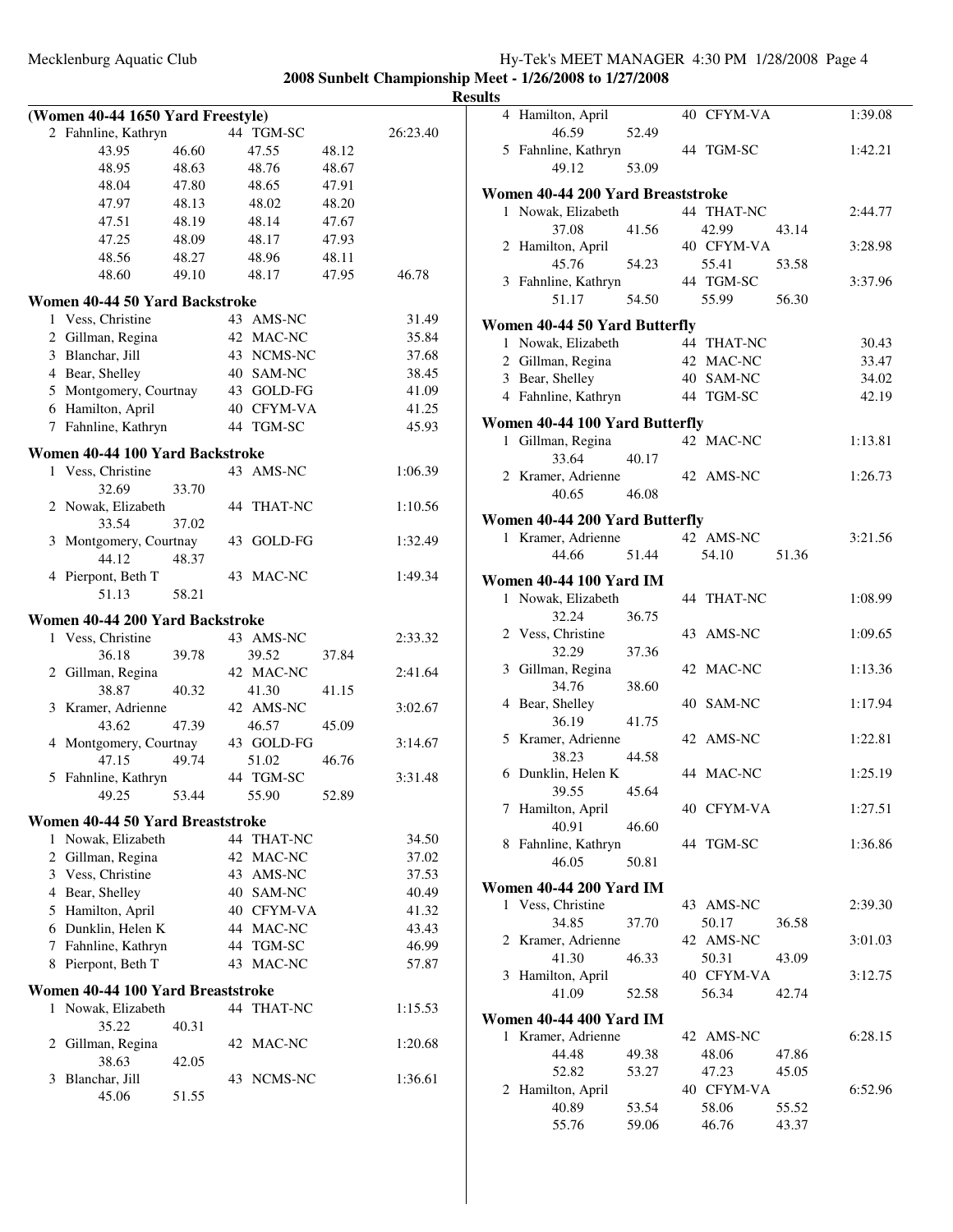**2008 Sunbelt Championship Meet - 1/26/2008 to 1/27/2008**

**Results**

### (Women 40-44 1650 Yard Freestyle)

| Place | Name | Age | Team | Time |
|---|---|---|---|---|
| 2 | Fahnline, Kathryn | 44 | TGM-SC | 26:23.40 |

43.95 46.60 47.55 48.12
48.95 48.63 48.76 48.67
48.04 47.80 48.65 47.91
47.97 48.13 48.02 48.20
47.51 48.19 48.14 47.67
47.25 48.09 48.17 47.93
48.56 48.27 48.96 48.11
48.60 49.10 48.17 47.95 46.78

### Women 40-44 50 Yard Backstroke

| Place | Name | Age | Team | Time |
|---|---|---|---|---|
| 1 | Vess, Christine | 43 | AMS-NC | 31.49 |
| 2 | Gillman, Regina | 42 | MAC-NC | 35.84 |
| 3 | Blanchar, Jill | 43 | NCMS-NC | 37.68 |
| 4 | Bear, Shelley | 40 | SAM-NC | 38.45 |
| 5 | Montgomery, Courtnay | 43 | GOLD-FG | 41.09 |
| 6 | Hamilton, April | 40 | CFYM-VA | 41.25 |
| 7 | Fahnline, Kathryn | 44 | TGM-SC | 45.93 |

### Women 40-44 100 Yard Backstroke

| Place | Name | Age | Team | Time |
|---|---|---|---|---|
| 1 | Vess, Christine | 43 | AMS-NC | 1:06.39 |
| | 32.69 33.70 | | | |
| 2 | Nowak, Elizabeth | 44 | THAT-NC | 1:10.56 |
| | 33.54 37.02 | | | |
| 3 | Montgomery, Courtnay | 43 | GOLD-FG | 1:32.49 |
| | 44.12 48.37 | | | |
| 4 | Pierpont, Beth T | 43 | MAC-NC | 1:49.34 |
| | 51.13 58.21 | | | |

### Women 40-44 200 Yard Backstroke

| Place | Name | Age | Team | Time |
|---|---|---|---|---|
| 1 | Vess, Christine | 43 | AMS-NC | 2:33.32 |
| | 36.18 39.78 39.52 37.84 | | | |
| 2 | Gillman, Regina | 42 | MAC-NC | 2:41.64 |
| | 38.87 40.32 41.30 41.15 | | | |
| 3 | Kramer, Adrienne | 42 | AMS-NC | 3:02.67 |
| | 43.62 47.39 46.57 45.09 | | | |
| 4 | Montgomery, Courtnay | 43 | GOLD-FG | 3:14.67 |
| | 47.15 49.74 51.02 46.76 | | | |
| 5 | Fahnline, Kathryn | 44 | TGM-SC | 3:31.48 |
| | 49.25 53.44 55.90 52.89 | | | |

### Women 40-44 50 Yard Breaststroke

| Place | Name | Age | Team | Time |
|---|---|---|---|---|
| 1 | Nowak, Elizabeth | 44 | THAT-NC | 34.50 |
| 2 | Gillman, Regina | 42 | MAC-NC | 37.02 |
| 3 | Vess, Christine | 43 | AMS-NC | 37.53 |
| 4 | Bear, Shelley | 40 | SAM-NC | 40.49 |
| 5 | Hamilton, April | 40 | CFYM-VA | 41.32 |
| 6 | Dunklin, Helen K | 44 | MAC-NC | 43.43 |
| 7 | Fahnline, Kathryn | 44 | TGM-SC | 46.99 |
| 8 | Pierpont, Beth T | 43 | MAC-NC | 57.87 |

### Women 40-44 100 Yard Breaststroke

| Place | Name | Age | Team | Time |
|---|---|---|---|---|
| 1 | Nowak, Elizabeth | 44 | THAT-NC | 1:15.53 |
| | 35.22 40.31 | | | |
| 2 | Gillman, Regina | 42 | MAC-NC | 1:20.68 |
| | 38.63 42.05 | | | |
| 3 | Blanchar, Jill | 43 | NCMS-NC | 1:36.61 |
| | 45.06 51.55 | | | |
| 4 | Hamilton, April | 40 | CFYM-VA | 1:39.08 |
| | 46.59 52.49 | | | |
| 5 | Fahnline, Kathryn | 44 | TGM-SC | 1:42.21 |
| | 49.12 53.09 | | | |

### Women 40-44 200 Yard Breaststroke

| Place | Name | Age | Team | Time |
|---|---|---|---|---|
| 1 | Nowak, Elizabeth | 44 | THAT-NC | 2:44.77 |
| | 37.08 41.56 42.99 43.14 | | | |
| 2 | Hamilton, April | 40 | CFYM-VA | 3:28.98 |
| | 45.76 54.23 55.41 53.58 | | | |
| 3 | Fahnline, Kathryn | 44 | TGM-SC | 3:37.96 |
| | 51.17 54.50 55.99 56.30 | | | |

### Women 40-44 50 Yard Butterfly

| Place | Name | Age | Team | Time |
|---|---|---|---|---|
| 1 | Nowak, Elizabeth | 44 | THAT-NC | 30.43 |
| 2 | Gillman, Regina | 42 | MAC-NC | 33.47 |
| 3 | Bear, Shelley | 40 | SAM-NC | 34.02 |
| 4 | Fahnline, Kathryn | 44 | TGM-SC | 42.19 |

### Women 40-44 100 Yard Butterfly

| Place | Name | Age | Team | Time |
|---|---|---|---|---|
| 1 | Gillman, Regina | 42 | MAC-NC | 1:13.81 |
| | 33.64 40.17 | | | |
| 2 | Kramer, Adrienne | 42 | AMS-NC | 1:26.73 |
| | 40.65 46.08 | | | |

### Women 40-44 200 Yard Butterfly

| Place | Name | Age | Team | Time |
|---|---|---|---|---|
| 1 | Kramer, Adrienne | 42 | AMS-NC | 3:21.56 |
| | 44.66 51.44 54.10 51.36 | | | |

### Women 40-44 100 Yard IM

| Place | Name | Age | Team | Time |
|---|---|---|---|---|
| 1 | Nowak, Elizabeth | 44 | THAT-NC | 1:08.99 |
| | 32.24 36.75 | | | |
| 2 | Vess, Christine | 43 | AMS-NC | 1:09.65 |
| | 32.29 37.36 | | | |
| 3 | Gillman, Regina | 42 | MAC-NC | 1:13.36 |
| | 34.76 38.60 | | | |
| 4 | Bear, Shelley | 40 | SAM-NC | 1:17.94 |
| | 36.19 41.75 | | | |
| 5 | Kramer, Adrienne | 42 | AMS-NC | 1:22.81 |
| | 38.23 44.58 | | | |
| 6 | Dunklin, Helen K | 44 | MAC-NC | 1:25.19 |
| | 39.55 45.64 | | | |
| 7 | Hamilton, April | 40 | CFYM-VA | 1:27.51 |
| | 40.91 46.60 | | | |
| 8 | Fahnline, Kathryn | 44 | TGM-SC | 1:36.86 |
| | 46.05 50.81 | | | |

### Women 40-44 200 Yard IM

| Place | Name | Age | Team | Time |
|---|---|---|---|---|
| 1 | Vess, Christine | 43 | AMS-NC | 2:39.30 |
| | 34.85 37.70 50.17 36.58 | | | |
| 2 | Kramer, Adrienne | 42 | AMS-NC | 3:01.03 |
| | 41.30 46.33 50.31 43.09 | | | |
| 3 | Hamilton, April | 40 | CFYM-VA | 3:12.75 |
| | 41.09 52.58 56.34 42.74 | | | |

### Women 40-44 400 Yard IM

| Place | Name | Age | Team | Time |
|---|---|---|---|---|
| 1 | Kramer, Adrienne | 42 | AMS-NC | 6:28.15 |
| | 44.48 49.38 48.06 47.86 | | | |
| | 52.82 53.27 47.23 45.05 | | | |
| 2 | Hamilton, April | 40 | CFYM-VA | 6:52.96 |
| | 40.89 53.54 58.06 55.52 | | | |
| | 55.76 59.06 46.76 43.37 | | | |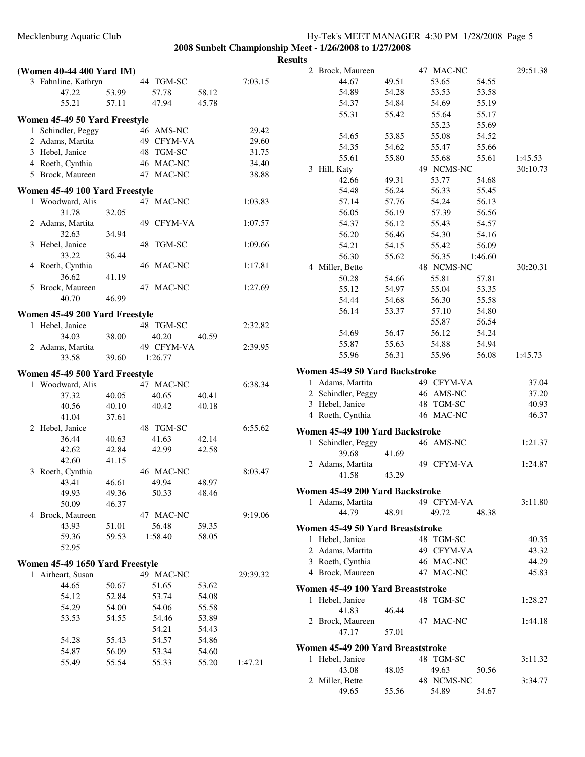**2008 Sunbelt Championship Meet - 1/26/2008 to 1/27/2008**

**Results**

### (Women 40-44 400 Yard IM)

| | Name | Age | Team | | | Time |
|---|---|---|---|---|---|---|
| 3 | Fahnline, Kathryn | 44 | TGM-SC | | | 7:03.15 |
| | 47.22 | 53.99 | 57.78 | 58.12 | | |
| | 55.21 | 57.11 | 47.94 | 45.78 | | |

### Women 45-49 50 Yard Freestyle

| | Name | Age | Team | Time |
|---|---|---|---|---|
| 1 | Schindler, Peggy | 46 | AMS-NC | 29.42 |
| 2 | Adams, Martita | 49 | CFYM-VA | 29.60 |
| 3 | Hebel, Janice | 48 | TGM-SC | 31.75 |
| 4 | Roeth, Cynthia | 46 | MAC-NC | 34.40 |
| 5 | Brock, Maureen | 47 | MAC-NC | 38.88 |

### Women 45-49 100 Yard Freestyle

| | Name | Age | Team | Time |
|---|---|---|---|---|
| 1 | Woodward, Alis | 47 | MAC-NC | 1:03.83 |
| | 31.78 | 32.05 | | |
| 2 | Adams, Martita | 49 | CFYM-VA | 1:07.57 |
| | 32.63 | 34.94 | | |
| 3 | Hebel, Janice | 48 | TGM-SC | 1:09.66 |
| | 33.22 | 36.44 | | |
| 4 | Roeth, Cynthia | 46 | MAC-NC | 1:17.81 |
| | 36.62 | 41.19 | | |
| 5 | Brock, Maureen | 47 | MAC-NC | 1:27.69 |
| | 40.70 | 46.99 | | |

### Women 45-49 200 Yard Freestyle

| | Name | Age | Team | | Time |
|---|---|---|---|---|---|
| 1 | Hebel, Janice | 48 | TGM-SC | | 2:32.82 |
| | 34.03 | 38.00 | 40.20 | 40.59 | |
| 2 | Adams, Martita | 49 | CFYM-VA | | 2:39.95 |
| | 33.58 | 39.60 | 1:26.77 | | |

### Women 45-49 500 Yard Freestyle

| | Name | Age | Team | | Time |
|---|---|---|---|---|---|
| 1 | Woodward, Alis | 47 | MAC-NC | | 6:38.34 |
| | 37.32 | 40.05 | 40.65 | 40.41 | |
| | 40.56 | 40.10 | 40.42 | 40.18 | |
| | 41.04 | 37.61 | | | |
| 2 | Hebel, Janice | 48 | TGM-SC | | 6:55.62 |
| | 36.44 | 40.63 | 41.63 | 42.14 | |
| | 42.62 | 42.84 | 42.99 | 42.58 | |
| | 42.60 | 41.15 | | | |
| 3 | Roeth, Cynthia | 46 | MAC-NC | | 8:03.47 |
| | 43.41 | 46.61 | 49.94 | 48.97 | |
| | 49.93 | 49.36 | 50.33 | 48.46 | |
| | 50.09 | 46.37 | | | |
| 4 | Brock, Maureen | 47 | MAC-NC | | 9:19.06 |
| | 43.93 | 51.01 | 56.48 | 59.35 | |
| | 59.36 | 59.53 | 1:58.40 | 58.05 | |
| | 52.95 | | | | |

### Women 45-49 1650 Yard Freestyle

| | Name | Age | Team | | | Time |
|---|---|---|---|---|---|---|
| 1 | Airheart, Susan | 49 | MAC-NC | | | 29:39.32 |
| | 44.65 | 50.67 | 51.65 | 53.62 | | |
| | 54.12 | 52.84 | 53.74 | 54.08 | | |
| | 54.29 | 54.00 | 54.06 | 55.58 | | |
| | 53.53 | 54.55 | 54.46 | 53.89 | | |
| | | | 54.21 | 54.43 | | |
| | 54.28 | 55.43 | 54.57 | 54.86 | | |
| | 54.87 | 56.09 | 53.34 | 54.60 | | |
| | 55.49 | 55.54 | 55.33 | 55.20 | 1:47.21 | |
| 2 | Brock, Maureen | 47 | MAC-NC | | | 29:51.38 |
| | 44.67 | 49.51 | 53.65 | 54.55 | | |
| | 54.89 | 54.28 | 53.53 | 53.58 | | |
| | 54.37 | 54.84 | 54.69 | 55.19 | | |
| | 55.31 | 55.42 | 55.64 | 55.17 | | |
| | | | 55.23 | 55.69 | | |
| | 54.65 | 53.85 | 55.08 | 54.52 | | |
| | 54.35 | 54.62 | 55.47 | 55.66 | | |
| | 55.61 | 55.80 | 55.68 | 55.61 | 1:45.53 | |
| 3 | Hill, Katy | 49 | NCMS-NC | | | 30:10.73 |
| | 42.66 | 49.31 | 53.77 | 54.68 | | |
| | 54.48 | 56.24 | 56.33 | 55.45 | | |
| | 57.14 | 57.76 | 54.24 | 56.13 | | |
| | 56.05 | 56.19 | 57.39 | 56.56 | | |
| | 54.37 | 56.12 | 55.43 | 54.57 | | |
| | 56.20 | 56.46 | 54.30 | 54.16 | | |
| | 54.21 | 54.15 | 55.42 | 56.09 | | |
| | 56.30 | 55.62 | 56.35 | 1:46.60 | | |
| 4 | Miller, Bette | 48 | NCMS-NC | | | 30:20.31 |
| | 50.28 | 54.66 | 55.81 | 57.81 | | |
| | 55.12 | 54.97 | 55.04 | 53.35 | | |
| | 54.44 | 54.68 | 56.30 | 55.58 | | |
| | 56.14 | 53.37 | 57.10 | 54.80 | | |
| | | | 55.87 | 56.54 | | |
| | 54.69 | 56.47 | 56.12 | 54.24 | | |
| | 55.87 | 55.63 | 54.88 | 54.94 | | |
| | 55.96 | 56.31 | 55.96 | 56.08 | 1:45.73 | |

### Women 45-49 50 Yard Backstroke

| | Name | Age | Team | Time |
|---|---|---|---|---|
| 1 | Adams, Martita | 49 | CFYM-VA | 37.04 |
| 2 | Schindler, Peggy | 46 | AMS-NC | 37.20 |
| 3 | Hebel, Janice | 48 | TGM-SC | 40.93 |
| 4 | Roeth, Cynthia | 46 | MAC-NC | 46.37 |

### Women 45-49 100 Yard Backstroke

| | Name | Age | Team | Time |
|---|---|---|---|---|
| 1 | Schindler, Peggy | 46 | AMS-NC | 1:21.37 |
| | 39.68 | 41.69 | | |
| 2 | Adams, Martita | 49 | CFYM-VA | 1:24.87 |
| | 41.58 | 43.29 | | |

### Women 45-49 200 Yard Backstroke

| | Name | Age | Team | | Time |
|---|---|---|---|---|---|
| 1 | Adams, Martita | 49 | CFYM-VA | | 3:11.80 |
| | 44.79 | 48.91 | 49.72 | 48.38 | |

### Women 45-49 50 Yard Breaststroke

| | Name | Age | Team | Time |
|---|---|---|---|---|
| 1 | Hebel, Janice | 48 | TGM-SC | 40.35 |
| 2 | Adams, Martita | 49 | CFYM-VA | 43.32 |
| 3 | Roeth, Cynthia | 46 | MAC-NC | 44.29 |
| 4 | Brock, Maureen | 47 | MAC-NC | 45.83 |

### Women 45-49 100 Yard Breaststroke

| | Name | Age | Team | Time |
|---|---|---|---|---|
| 1 | Hebel, Janice | 48 | TGM-SC | 1:28.27 |
| | 41.83 | 46.44 | | |
| 2 | Brock, Maureen | 47 | MAC-NC | 1:44.18 |
| | 47.17 | 57.01 | | |

### Women 45-49 200 Yard Breaststroke

| | Name | Age | Team | | Time |
|---|---|---|---|---|---|
| 1 | Hebel, Janice | 48 | TGM-SC | | 3:11.32 |
| | 43.08 | 48.05 | 49.63 | 50.56 | |
| 2 | Miller, Bette | 48 | NCMS-NC | | 3:34.77 |
| | 49.65 | 55.56 | 54.89 | 54.67 | |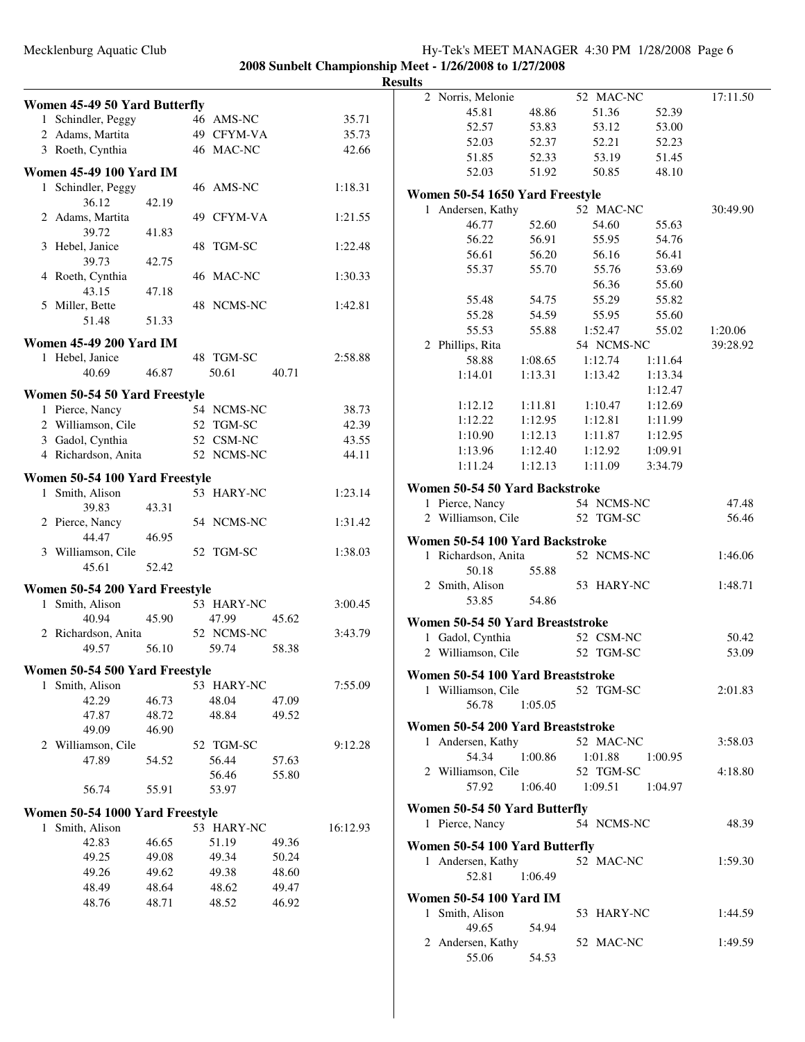**2008 Sunbelt Championship Meet - 1/26/2008 to 1/27/2008**

**Results**

### Women 45-49 50 Yard Butterfly

1 Schindler, Peggy 46 AMS-NC 35.71
2 Adams, Martita 49 CFYM-VA 35.73
3 Roeth, Cynthia 46 MAC-NC 42.66

### Women 45-49 100 Yard IM

1 Schindler, Peggy 46 AMS-NC 1:18.31
36.12 42.19
2 Adams, Martita 49 CFYM-VA 1:21.55
39.72 41.83
3 Hebel, Janice 48 TGM-SC 1:22.48
39.73 42.75
4 Roeth, Cynthia 46 MAC-NC 1:30.33
43.15 47.18
5 Miller, Bette 48 NCMS-NC 1:42.81
51.48 51.33

### Women 45-49 200 Yard IM

1 Hebel, Janice 48 TGM-SC 2:58.88
40.69 46.87 50.61 40.71

### Women 50-54 50 Yard Freestyle

1 Pierce, Nancy 54 NCMS-NC 38.73
2 Williamson, Cile 52 TGM-SC 42.39
3 Gadol, Cynthia 52 CSM-NC 43.55
4 Richardson, Anita 52 NCMS-NC 44.11

### Women 50-54 100 Yard Freestyle

1 Smith, Alison 53 HARY-NC 1:23.14
39.83 43.31
2 Pierce, Nancy 54 NCMS-NC 1:31.42
44.47 46.95
3 Williamson, Cile 52 TGM-SC 1:38.03
45.61 52.42

### Women 50-54 200 Yard Freestyle

1 Smith, Alison 53 HARY-NC 3:00.45
40.94 45.90 47.99 45.62
2 Richardson, Anita 52 NCMS-NC 3:43.79
49.57 56.10 59.74 58.38

### Women 50-54 500 Yard Freestyle

1 Smith, Alison 53 HARY-NC 7:55.09
42.29 46.73 48.04 47.09
47.87 48.72 48.84 49.52
49.09 46.90
2 Williamson, Cile 52 TGM-SC 9:12.28
47.89 54.52 56.44 57.63
56.46 55.80
56.74 55.91 53.97

### Women 50-54 1000 Yard Freestyle

1 Smith, Alison 53 HARY-NC 16:12.93
42.83 46.65 51.19 49.36
49.25 49.08 49.34 50.24
49.26 49.62 49.38 48.60
48.49 48.64 48.62 49.47
48.76 48.71 48.52 46.92
2 Norris, Melonie 52 MAC-NC 17:11.50
45.81 48.86 51.36 52.39
52.57 53.83 53.12 53.00
52.03 52.37 52.21 52.23
51.85 52.33 53.19 51.45
52.03 51.92 50.85 48.10

### Women 50-54 1650 Yard Freestyle

1 Andersen, Kathy 52 MAC-NC 30:49.90
46.77 52.60 54.60 55.63
56.22 56.91 55.95 54.76
56.61 56.20 56.16 56.41
55.37 55.70 55.76 53.69
56.36 55.60
55.48 54.75 55.29 55.82
55.28 54.59 55.95 55.60
55.53 55.88 1:52.47 55.02 1:20.06
2 Phillips, Rita 54 NCMS-NC 39:28.92
58.88 1:08.65 1:12.74 1:11.64
1:14.01 1:13.31 1:13.42 1:13.34
1:12.47
1:12.12 1:11.81 1:10.47 1:12.69
1:12.22 1:12.95 1:12.81 1:11.99
1:10.90 1:12.13 1:11.87 1:12.95
1:13.96 1:12.40 1:12.92 1:09.91
1:11.24 1:12.13 1:11.09 3:34.79

### Women 50-54 50 Yard Backstroke

1 Pierce, Nancy 54 NCMS-NC 47.48
2 Williamson, Cile 52 TGM-SC 56.46

### Women 50-54 100 Yard Backstroke

1 Richardson, Anita 52 NCMS-NC 1:46.06
50.18 55.88
2 Smith, Alison 53 HARY-NC 1:48.71
53.85 54.86

### Women 50-54 50 Yard Breaststroke

1 Gadol, Cynthia 52 CSM-NC 50.42
2 Williamson, Cile 52 TGM-SC 53.09

### Women 50-54 100 Yard Breaststroke

1 Williamson, Cile 52 TGM-SC 2:01.83
56.78 1:05.05

### Women 50-54 200 Yard Breaststroke

1 Andersen, Kathy 52 MAC-NC 3:58.03
54.34 1:00.86 1:01.88 1:00.95
2 Williamson, Cile 52 TGM-SC 4:18.80
57.92 1:06.40 1:09.51 1:04.97

### Women 50-54 50 Yard Butterfly

1 Pierce, Nancy 54 NCMS-NC 48.39

### Women 50-54 100 Yard Butterfly

1 Andersen, Kathy 52 MAC-NC 1:59.30
52.81 1:06.49

### Women 50-54 100 Yard IM

1 Smith, Alison 53 HARY-NC 1:44.59
49.65 54.94
2 Andersen, Kathy 52 MAC-NC 1:49.59
55.06 54.53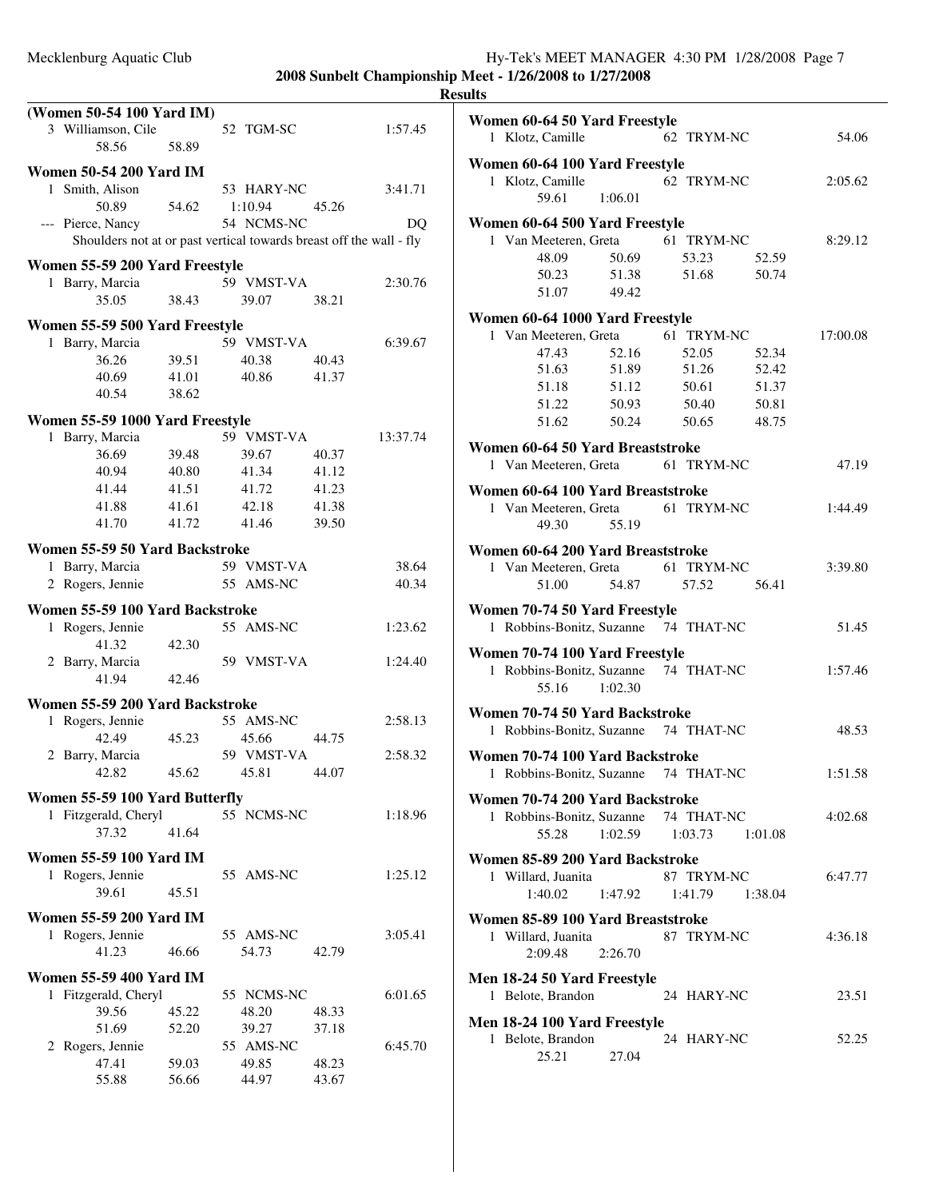**2008 Sunbelt Championship Meet - 1/26/2008 to 1/27/2008**

**Results**

### (Women 50-54 100 Yard IM)

3 Williamson, Cile 52 TGM-SC 1:57.45
58.56 58.89

### Women 50-54 200 Yard IM

1 Smith, Alison 53 HARY-NC 3:41.71
50.89 54.62 1:10.94 45.26

--- Pierce, Nancy 54 NCMS-NC DQ
Shoulders not at or past vertical towards breast off the wall - fly

### Women 55-59 200 Yard Freestyle

1 Barry, Marcia 59 VMST-VA 2:30.76
35.05 38.43 39.07 38.21

### Women 55-59 500 Yard Freestyle

1 Barry, Marcia 59 VMST-VA 6:39.67
36.26 39.51 40.38 40.43
40.69 41.01 40.86 41.37
40.54 38.62

### Women 55-59 1000 Yard Freestyle

1 Barry, Marcia 59 VMST-VA 13:37.74
36.69 39.48 39.67 40.37
40.94 40.80 41.34 41.12
41.44 41.51 41.72 41.23
41.88 41.61 42.18 41.38
41.70 41.72 41.46 39.50

### Women 55-59 50 Yard Backstroke

1 Barry, Marcia 59 VMST-VA 38.64
2 Rogers, Jennie 55 AMS-NC 40.34

### Women 55-59 100 Yard Backstroke

1 Rogers, Jennie 55 AMS-NC 1:23.62
41.32 42.30

2 Barry, Marcia 59 VMST-VA 1:24.40
41.94 42.46

### Women 55-59 200 Yard Backstroke

1 Rogers, Jennie 55 AMS-NC 2:58.13
42.49 45.23 45.66 44.75

2 Barry, Marcia 59 VMST-VA 2:58.32
42.82 45.62 45.81 44.07

### Women 55-59 100 Yard Butterfly

1 Fitzgerald, Cheryl 55 NCMS-NC 1:18.96
37.32 41.64

### Women 55-59 100 Yard IM

1 Rogers, Jennie 55 AMS-NC 1:25.12
39.61 45.51

### Women 55-59 200 Yard IM

1 Rogers, Jennie 55 AMS-NC 3:05.41
41.23 46.66 54.73 42.79

### Women 55-59 400 Yard IM

1 Fitzgerald, Cheryl 55 NCMS-NC 6:01.65
39.56 45.22 48.20 48.33
51.69 52.20 39.27 37.18

2 Rogers, Jennie 55 AMS-NC 6:45.70
47.41 59.03 49.85 48.23
55.88 56.66 44.97 43.67

### Women 60-64 50 Yard Freestyle

1 Klotz, Camille 62 TRYM-NC 54.06

### Women 60-64 100 Yard Freestyle

1 Klotz, Camille 62 TRYM-NC 2:05.62
59.61 1:06.01

### Women 60-64 500 Yard Freestyle

1 Van Meeteren, Greta 61 TRYM-NC 8:29.12
48.09 50.69 53.23 52.59
50.23 51.38 51.68 50.74
51.07 49.42

### Women 60-64 1000 Yard Freestyle

1 Van Meeteren, Greta 61 TRYM-NC 17:00.08
47.43 52.16 52.05 52.34
51.63 51.89 51.26 52.42
51.18 51.12 50.61 51.37
51.22 50.93 50.40 50.81
51.62 50.24 50.65 48.75

### Women 60-64 50 Yard Breaststroke

1 Van Meeteren, Greta 61 TRYM-NC 47.19

### Women 60-64 100 Yard Breaststroke

1 Van Meeteren, Greta 61 TRYM-NC 1:44.49
49.30 55.19

### Women 60-64 200 Yard Breaststroke

1 Van Meeteren, Greta 61 TRYM-NC 3:39.80
51.00 54.87 57.52 56.41

### Women 70-74 50 Yard Freestyle

1 Robbins-Bonitz, Suzanne 74 THAT-NC 51.45

### Women 70-74 100 Yard Freestyle

1 Robbins-Bonitz, Suzanne 74 THAT-NC 1:57.46
55.16 1:02.30

### Women 70-74 50 Yard Backstroke

1 Robbins-Bonitz, Suzanne 74 THAT-NC 48.53

### Women 70-74 100 Yard Backstroke

1 Robbins-Bonitz, Suzanne 74 THAT-NC 1:51.58

### Women 70-74 200 Yard Backstroke

1 Robbins-Bonitz, Suzanne 74 THAT-NC 4:02.68
55.28 1:02.59 1:03.73 1:01.08

### Women 85-89 200 Yard Backstroke

1 Willard, Juanita 87 TRYM-NC 6:47.77
1:40.02 1:47.92 1:41.79 1:38.04

### Women 85-89 100 Yard Breaststroke

1 Willard, Juanita 87 TRYM-NC 4:36.18
2:09.48 2:26.70

### Men 18-24 50 Yard Freestyle

1 Belote, Brandon 24 HARY-NC 23.51

### Men 18-24 100 Yard Freestyle

1 Belote, Brandon 24 HARY-NC 52.25
25.21 27.04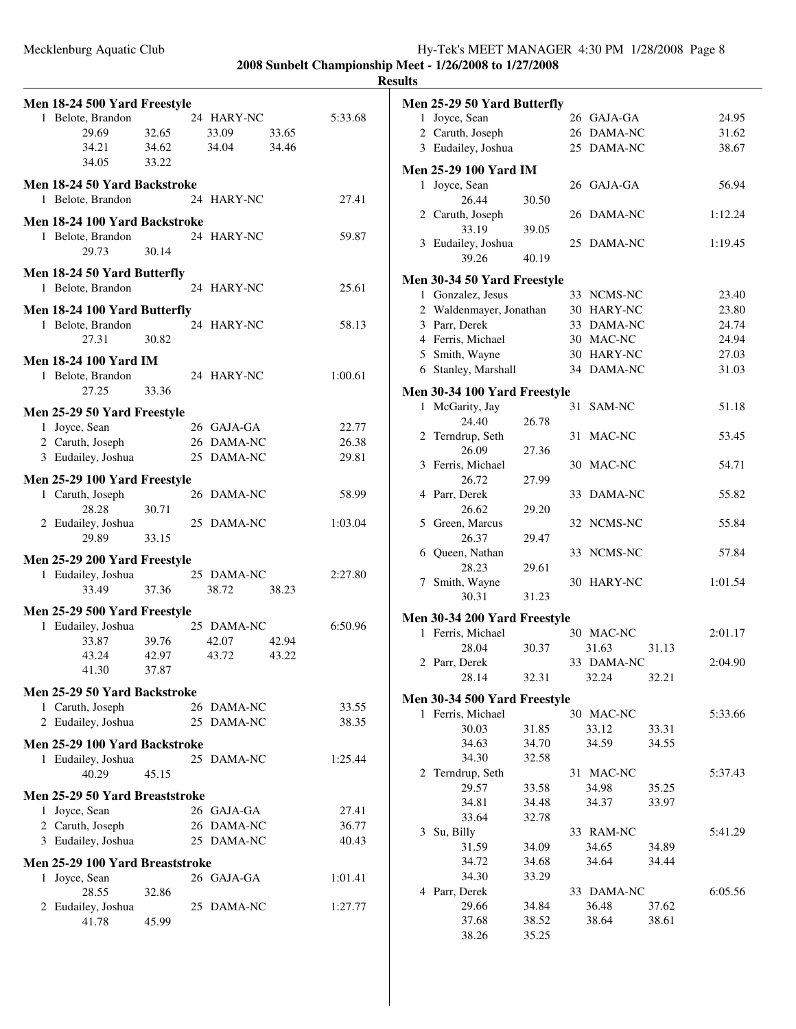**2008 Sunbelt Championship Meet - 1/26/2008 to 1/27/2008**

**Results**

### Men 18-24 500 Yard Freestyle

1 Belote, Brandon 24 HARY-NC 5:33.68
29.69 32.65 33.09 33.65
34.21 34.62 34.04 34.46
34.05 33.22

### Men 18-24 50 Yard Backstroke

1 Belote, Brandon 24 HARY-NC 27.41

### Men 18-24 100 Yard Backstroke

1 Belote, Brandon 24 HARY-NC 59.87
29.73 30.14

### Men 18-24 50 Yard Butterfly

1 Belote, Brandon 24 HARY-NC 25.61

### Men 18-24 100 Yard Butterfly

1 Belote, Brandon 24 HARY-NC 58.13
27.31 30.82

### Men 18-24 100 Yard IM

1 Belote, Brandon 24 HARY-NC 1:00.61
27.25 33.36

### Men 25-29 50 Yard Freestyle

1 Joyce, Sean 26 GAJA-GA 22.77
2 Caruth, Joseph 26 DAMA-NC 26.38
3 Eudailey, Joshua 25 DAMA-NC 29.81

### Men 25-29 100 Yard Freestyle

1 Caruth, Joseph 26 DAMA-NC 58.99
28.28 30.71
2 Eudailey, Joshua 25 DAMA-NC 1:03.04
29.89 33.15

### Men 25-29 200 Yard Freestyle

1 Eudailey, Joshua 25 DAMA-NC 2:27.80
33.49 37.36 38.72 38.23

### Men 25-29 500 Yard Freestyle

1 Eudailey, Joshua 25 DAMA-NC 6:50.96
33.87 39.76 42.07 42.94
43.24 42.97 43.72 43.22
41.30 37.87

### Men 25-29 50 Yard Backstroke

1 Caruth, Joseph 26 DAMA-NC 33.55
2 Eudailey, Joshua 25 DAMA-NC 38.35

### Men 25-29 100 Yard Backstroke

1 Eudailey, Joshua 25 DAMA-NC 1:25.44
40.29 45.15

### Men 25-29 50 Yard Breaststroke

1 Joyce, Sean 26 GAJA-GA 27.41
2 Caruth, Joseph 26 DAMA-NC 36.77
3 Eudailey, Joshua 25 DAMA-NC 40.43

### Men 25-29 100 Yard Breaststroke

1 Joyce, Sean 26 GAJA-GA 1:01.41
28.55 32.86
2 Eudailey, Joshua 25 DAMA-NC 1:27.77
41.78 45.99

### Men 25-29 50 Yard Butterfly

1 Joyce, Sean 26 GAJA-GA 24.95
2 Caruth, Joseph 26 DAMA-NC 31.62
3 Eudailey, Joshua 25 DAMA-NC 38.67

### Men 25-29 100 Yard IM

1 Joyce, Sean 26 GAJA-GA 56.94
26.44 30.50
2 Caruth, Joseph 26 DAMA-NC 1:12.24
33.19 39.05
3 Eudailey, Joshua 25 DAMA-NC 1:19.45
39.26 40.19

### Men 30-34 50 Yard Freestyle

1 Gonzalez, Jesus 33 NCMS-NC 23.40
2 Waldenmayer, Jonathan 30 HARY-NC 23.80
3 Parr, Derek 33 DAMA-NC 24.74
4 Ferris, Michael 30 MAC-NC 24.94
5 Smith, Wayne 30 HARY-NC 27.03
6 Stanley, Marshall 34 DAMA-NC 31.03

### Men 30-34 100 Yard Freestyle

1 McGarity, Jay 31 SAM-NC 51.18
24.40 26.78
2 Terndrup, Seth 31 MAC-NC 53.45
26.09 27.36
3 Ferris, Michael 30 MAC-NC 54.71
26.72 27.99
4 Parr, Derek 33 DAMA-NC 55.82
26.62 29.20
5 Green, Marcus 32 NCMS-NC 55.84
26.37 29.47
6 Queen, Nathan 33 NCMS-NC 57.84
28.23 29.61
7 Smith, Wayne 30 HARY-NC 1:01.54
30.31 31.23

### Men 30-34 200 Yard Freestyle

1 Ferris, Michael 30 MAC-NC 2:01.17
28.04 30.37 31.63 31.13
2 Parr, Derek 33 DAMA-NC 2:04.90
28.14 32.31 32.24 32.21

### Men 30-34 500 Yard Freestyle

1 Ferris, Michael 30 MAC-NC 5:33.66
30.03 31.85 33.12 33.31
34.63 34.70 34.59 34.55
34.30 32.58
2 Terndrup, Seth 31 MAC-NC 5:37.43
29.57 33.58 34.98 35.25
34.81 34.48 34.37 33.97
33.64 32.78
3 Su, Billy 33 RAM-NC 5:41.29
31.59 34.09 34.65 34.89
34.72 34.68 34.64 34.44
34.30 33.29
4 Parr, Derek 33 DAMA-NC 6:05.56
29.66 34.84 36.48 37.62
37.68 38.52 38.64 38.61
38.26 35.25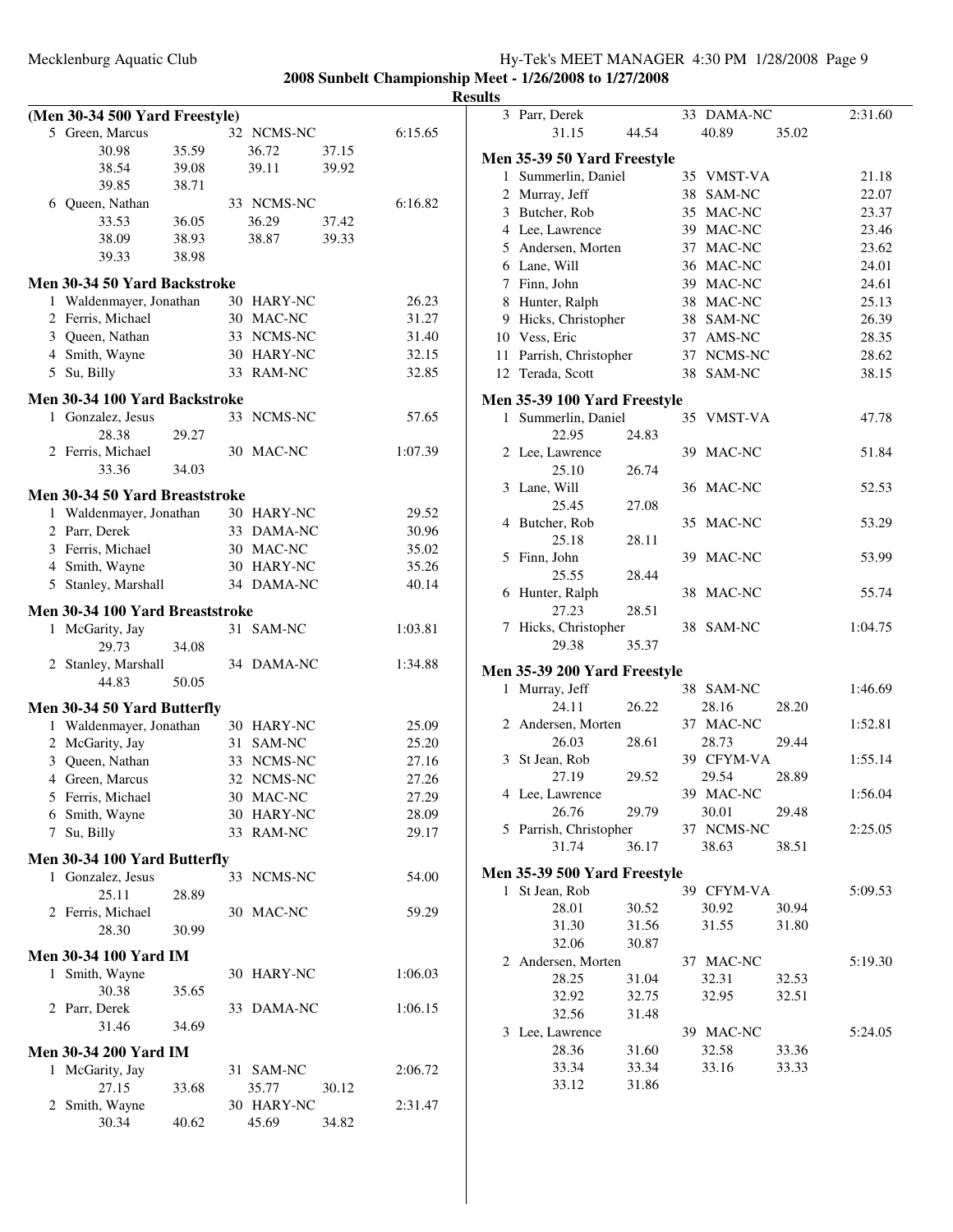## 2008 Sunbelt Championship Meet - 1/26/2008 to 1/27/2008

### Results

**(Men 30-34 500 Yard Freestyle)**

| Place | Name | Age | Team | Time |
|---|---|---|---|---|
| 5 | Green, Marcus | 32 | NCMS-NC | 6:15.65 |
| | 30.98 35.59 36.72 37.15 38.54 39.08 39.11 39.92 39.85 38.71 | | | |
| 6 | Queen, Nathan | 33 | NCMS-NC | 6:16.82 |
| | 33.53 36.05 36.29 37.42 38.09 38.93 38.87 39.33 39.33 38.98 | | | |

**Men 30-34 50 Yard Backstroke**

| Place | Name | Age | Team | Time |
|---|---|---|---|---|
| 1 | Waldenmayer, Jonathan | 30 | HARY-NC | 26.23 |
| 2 | Ferris, Michael | 30 | MAC-NC | 31.27 |
| 3 | Queen, Nathan | 33 | NCMS-NC | 31.40 |
| 4 | Smith, Wayne | 30 | HARY-NC | 32.15 |
| 5 | Su, Billy | 33 | RAM-NC | 32.85 |

**Men 30-34 100 Yard Backstroke**

| Place | Name | Age | Team | Time |
|---|---|---|---|---|
| 1 | Gonzalez, Jesus | 33 | NCMS-NC | 57.65 |
| | 28.38 29.27 | | | |
| 2 | Ferris, Michael | 30 | MAC-NC | 1:07.39 |
| | 33.36 34.03 | | | |

**Men 30-34 50 Yard Breaststroke**

| Place | Name | Age | Team | Time |
|---|---|---|---|---|
| 1 | Waldenmayer, Jonathan | 30 | HARY-NC | 29.52 |
| 2 | Parr, Derek | 33 | DAMA-NC | 30.96 |
| 3 | Ferris, Michael | 30 | MAC-NC | 35.02 |
| 4 | Smith, Wayne | 30 | HARY-NC | 35.26 |
| 5 | Stanley, Marshall | 34 | DAMA-NC | 40.14 |

**Men 30-34 100 Yard Breaststroke**

| Place | Name | Age | Team | Time |
|---|---|---|---|---|
| 1 | McGarity, Jay | 31 | SAM-NC | 1:03.81 |
| | 29.73 34.08 | | | |
| 2 | Stanley, Marshall | 34 | DAMA-NC | 1:34.88 |
| | 44.83 50.05 | | | |

**Men 30-34 50 Yard Butterfly**

| Place | Name | Age | Team | Time |
|---|---|---|---|---|
| 1 | Waldenmayer, Jonathan | 30 | HARY-NC | 25.09 |
| 2 | McGarity, Jay | 31 | SAM-NC | 25.20 |
| 3 | Queen, Nathan | 33 | NCMS-NC | 27.16 |
| 4 | Green, Marcus | 32 | NCMS-NC | 27.26 |
| 5 | Ferris, Michael | 30 | MAC-NC | 27.29 |
| 6 | Smith, Wayne | 30 | HARY-NC | 28.09 |
| 7 | Su, Billy | 33 | RAM-NC | 29.17 |

**Men 30-34 100 Yard Butterfly**

| Place | Name | Age | Team | Time |
|---|---|---|---|---|
| 1 | Gonzalez, Jesus | 33 | NCMS-NC | 54.00 |
| | 25.11 28.89 | | | |
| 2 | Ferris, Michael | 30 | MAC-NC | 59.29 |
| | 28.30 30.99 | | | |

**Men 30-34 100 Yard IM**

| Place | Name | Age | Team | Time |
|---|---|---|---|---|
| 1 | Smith, Wayne | 30 | HARY-NC | 1:06.03 |
| | 30.38 35.65 | | | |
| 2 | Parr, Derek | 33 | DAMA-NC | 1:06.15 |
| | 31.46 34.69 | | | |

**Men 30-34 200 Yard IM**

| Place | Name | Age | Team | Time |
|---|---|---|---|---|
| 1 | McGarity, Jay | 31 | SAM-NC | 2:06.72 |
| | 27.15 33.68 35.77 30.12 | | | |
| 2 | Smith, Wayne | 30 | HARY-NC | 2:31.47 |
| | 30.34 40.62 45.69 34.82 | | | |
| 3 | Parr, Derek | 33 | DAMA-NC | 2:31.60 |
| | 31.15 44.54 40.89 35.02 | | | |

**Men 35-39 50 Yard Freestyle**

| Place | Name | Age | Team | Time |
|---|---|---|---|---|
| 1 | Summerlin, Daniel | 35 | VMST-VA | 21.18 |
| 2 | Murray, Jeff | 38 | SAM-NC | 22.07 |
| 3 | Butcher, Rob | 35 | MAC-NC | 23.37 |
| 4 | Lee, Lawrence | 39 | MAC-NC | 23.46 |
| 5 | Andersen, Morten | 37 | MAC-NC | 23.62 |
| 6 | Lane, Will | 36 | MAC-NC | 24.01 |
| 7 | Finn, John | 39 | MAC-NC | 24.61 |
| 8 | Hunter, Ralph | 38 | MAC-NC | 25.13 |
| 9 | Hicks, Christopher | 38 | SAM-NC | 26.39 |
| 10 | Vess, Eric | 37 | AMS-NC | 28.35 |
| 11 | Parrish, Christopher | 37 | NCMS-NC | 28.62 |
| 12 | Terada, Scott | 38 | SAM-NC | 38.15 |

**Men 35-39 100 Yard Freestyle**

| Place | Name | Age | Team | Time |
|---|---|---|---|---|
| 1 | Summerlin, Daniel | 35 | VMST-VA | 47.78 |
| | 22.95 24.83 | | | |
| 2 | Lee, Lawrence | 39 | MAC-NC | 51.84 |
| | 25.10 26.74 | | | |
| 3 | Lane, Will | 36 | MAC-NC | 52.53 |
| | 25.45 27.08 | | | |
| 4 | Butcher, Rob | 35 | MAC-NC | 53.29 |
| | 25.18 28.11 | | | |
| 5 | Finn, John | 39 | MAC-NC | 53.99 |
| | 25.55 28.44 | | | |
| 6 | Hunter, Ralph | 38 | MAC-NC | 55.74 |
| | 27.23 28.51 | | | |
| 7 | Hicks, Christopher | 38 | SAM-NC | 1:04.75 |
| | 29.38 35.37 | | | |

**Men 35-39 200 Yard Freestyle**

| Place | Name | Age | Team | Time |
|---|---|---|---|---|
| 1 | Murray, Jeff | 38 | SAM-NC | 1:46.69 |
| | 24.11 26.22 28.16 28.20 | | | |
| 2 | Andersen, Morten | 37 | MAC-NC | 1:52.81 |
| | 26.03 28.61 28.73 29.44 | | | |
| 3 | St Jean, Rob | 39 | CFYM-VA | 1:55.14 |
| | 27.19 29.52 29.54 28.89 | | | |
| 4 | Lee, Lawrence | 39 | MAC-NC | 1:56.04 |
| | 26.76 29.79 30.01 29.48 | | | |
| 5 | Parrish, Christopher | 37 | NCMS-NC | 2:25.05 |
| | 31.74 36.17 38.63 38.51 | | | |

**Men 35-39 500 Yard Freestyle**

| Place | Name | Age | Team | Time |
|---|---|---|---|---|
| 1 | St Jean, Rob | 39 | CFYM-VA | 5:09.53 |
| | 28.01 30.52 30.92 30.94 31.30 31.56 31.55 31.80 32.06 30.87 | | | |
| 2 | Andersen, Morten | 37 | MAC-NC | 5:19.30 |
| | 28.25 31.04 32.31 32.53 32.92 32.75 32.95 32.51 32.56 31.48 | | | |
| 3 | Lee, Lawrence | 39 | MAC-NC | 5:24.05 |
| | 28.36 31.60 32.58 33.36 33.34 33.34 33.16 33.33 33.12 31.86 | | | |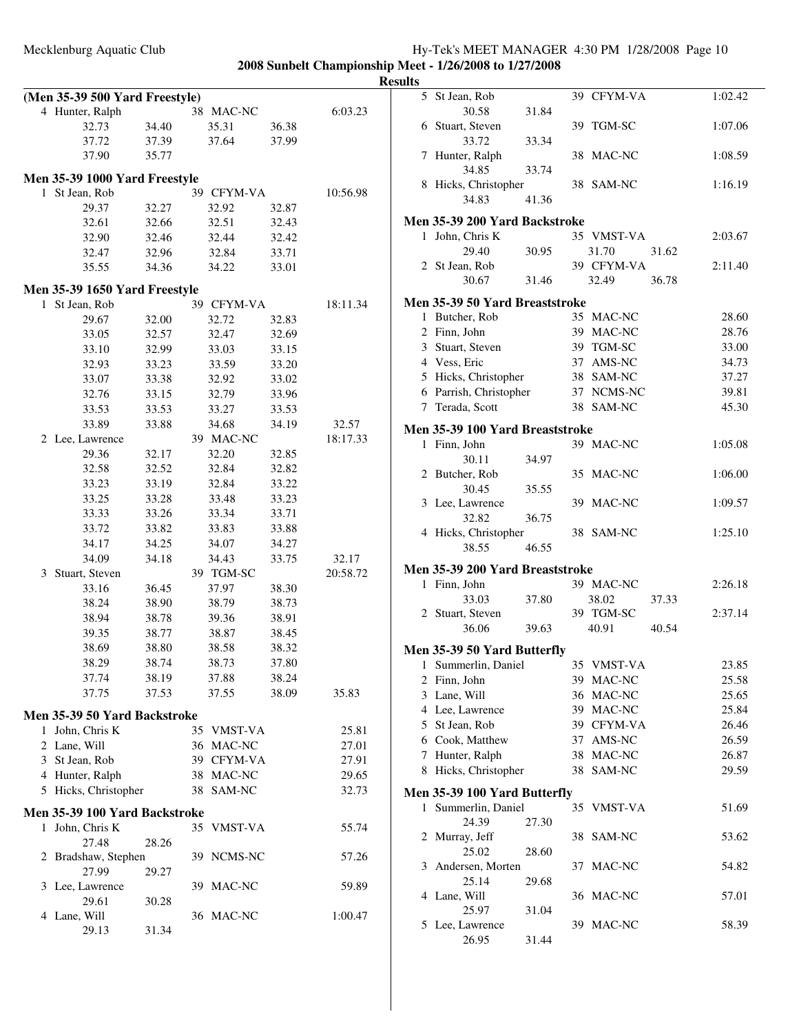**2008 Sunbelt Championship Meet - 1/26/2008 to 1/27/2008**

**Results**

### (Men 35-39 500 Yard Freestyle)

4 Hunter, Ralph — 38 MAC-NC — 6:03.23
32.73 34.40 35.31 36.38
37.72 37.39 37.64 37.99
37.90 35.77

### Men 35-39 1000 Yard Freestyle

1 St Jean, Rob — 39 CFYM-VA — 10:56.98
29.37 32.27 32.92 32.87
32.61 32.66 32.51 32.43
32.90 32.46 32.44 32.42
32.47 32.96 32.84 33.71
35.55 34.36 34.22 33.01

### Men 35-39 1650 Yard Freestyle

1 St Jean, Rob — 39 CFYM-VA — 18:11.34
29.67 32.00 32.72 32.83
33.05 32.57 32.47 32.69
33.10 32.99 33.03 33.15
32.93 33.23 33.59 33.20
33.07 33.38 32.92 33.02
32.76 33.15 32.79 33.96
33.53 33.53 33.27 33.53
33.89 33.88 34.68 34.19 32.57

2 Lee, Lawrence — 39 MAC-NC — 18:17.33
29.36 32.17 32.20 32.85
32.58 32.52 32.84 32.82
33.23 33.19 32.84 33.22
33.25 33.28 33.48 33.23
33.33 33.26 33.34 33.71
33.72 33.82 33.83 33.88
34.17 34.25 34.07 34.27
34.09 34.18 34.43 33.75 32.17

3 Stuart, Steven — 39 TGM-SC — 20:58.72
33.16 36.45 37.97 38.30
38.24 38.90 38.79 38.73
38.94 38.78 39.36 38.91
39.35 38.77 38.87 38.45
38.69 38.80 38.58 38.32
38.29 38.74 38.73 37.80
37.74 38.19 37.88 38.24
37.75 37.53 37.55 38.09 35.83

### Men 35-39 50 Yard Backstroke

1 John, Chris K — 35 VMST-VA — 25.81
2 Lane, Will — 36 MAC-NC — 27.01
3 St Jean, Rob — 39 CFYM-VA — 27.91
4 Hunter, Ralph — 38 MAC-NC — 29.65
5 Hicks, Christopher — 38 SAM-NC — 32.73

### Men 35-39 100 Yard Backstroke

1 John, Chris K — 35 VMST-VA — 55.74
27.48 28.26
2 Bradshaw, Stephen — 39 NCMS-NC — 57.26
27.99 29.27
3 Lee, Lawrence — 39 MAC-NC — 59.89
29.61 30.28
4 Lane, Will — 36 MAC-NC — 1:00.47
29.13 31.34
5 St Jean, Rob — 39 CFYM-VA — 1:02.42
30.58 31.84
6 Stuart, Steven — 39 TGM-SC — 1:07.06
33.72 33.34
7 Hunter, Ralph — 38 MAC-NC — 1:08.59
34.85 33.74
8 Hicks, Christopher — 38 SAM-NC — 1:16.19
34.83 41.36

### Men 35-39 200 Yard Backstroke

1 John, Chris K — 35 VMST-VA — 2:03.67
29.40 30.95 31.70 31.62
2 St Jean, Rob — 39 CFYM-VA — 2:11.40
30.67 31.46 32.49 36.78

### Men 35-39 50 Yard Breaststroke

1 Butcher, Rob — 35 MAC-NC — 28.60
2 Finn, John — 39 MAC-NC — 28.76
3 Stuart, Steven — 39 TGM-SC — 33.00
4 Vess, Eric — 37 AMS-NC — 34.73
5 Hicks, Christopher — 38 SAM-NC — 37.27
6 Parrish, Christopher — 37 NCMS-NC — 39.81
7 Terada, Scott — 38 SAM-NC — 45.30

### Men 35-39 100 Yard Breaststroke

1 Finn, John — 39 MAC-NC — 1:05.08
30.11 34.97
2 Butcher, Rob — 35 MAC-NC — 1:06.00
30.45 35.55
3 Lee, Lawrence — 39 MAC-NC — 1:09.57
32.82 36.75
4 Hicks, Christopher — 38 SAM-NC — 1:25.10
38.55 46.55

### Men 35-39 200 Yard Breaststroke

1 Finn, John — 39 MAC-NC — 2:26.18
33.03 37.80 38.02 37.33
2 Stuart, Steven — 39 TGM-SC — 2:37.14
36.06 39.63 40.91 40.54

### Men 35-39 50 Yard Butterfly

1 Summerlin, Daniel — 35 VMST-VA — 23.85
2 Finn, John — 39 MAC-NC — 25.58
3 Lane, Will — 36 MAC-NC — 25.65
4 Lee, Lawrence — 39 MAC-NC — 25.84
5 St Jean, Rob — 39 CFYM-VA — 26.46
6 Cook, Matthew — 37 AMS-NC — 26.59
7 Hunter, Ralph — 38 MAC-NC — 26.87
8 Hicks, Christopher — 38 SAM-NC — 29.59

### Men 35-39 100 Yard Butterfly

1 Summerlin, Daniel — 35 VMST-VA — 51.69
24.39 27.30
2 Murray, Jeff — 38 SAM-NC — 53.62
25.02 28.60
3 Andersen, Morten — 37 MAC-NC — 54.82
25.14 29.68
4 Lane, Will — 36 MAC-NC — 57.01
25.97 31.04
5 Lee, Lawrence — 39 MAC-NC — 58.39
26.95 31.44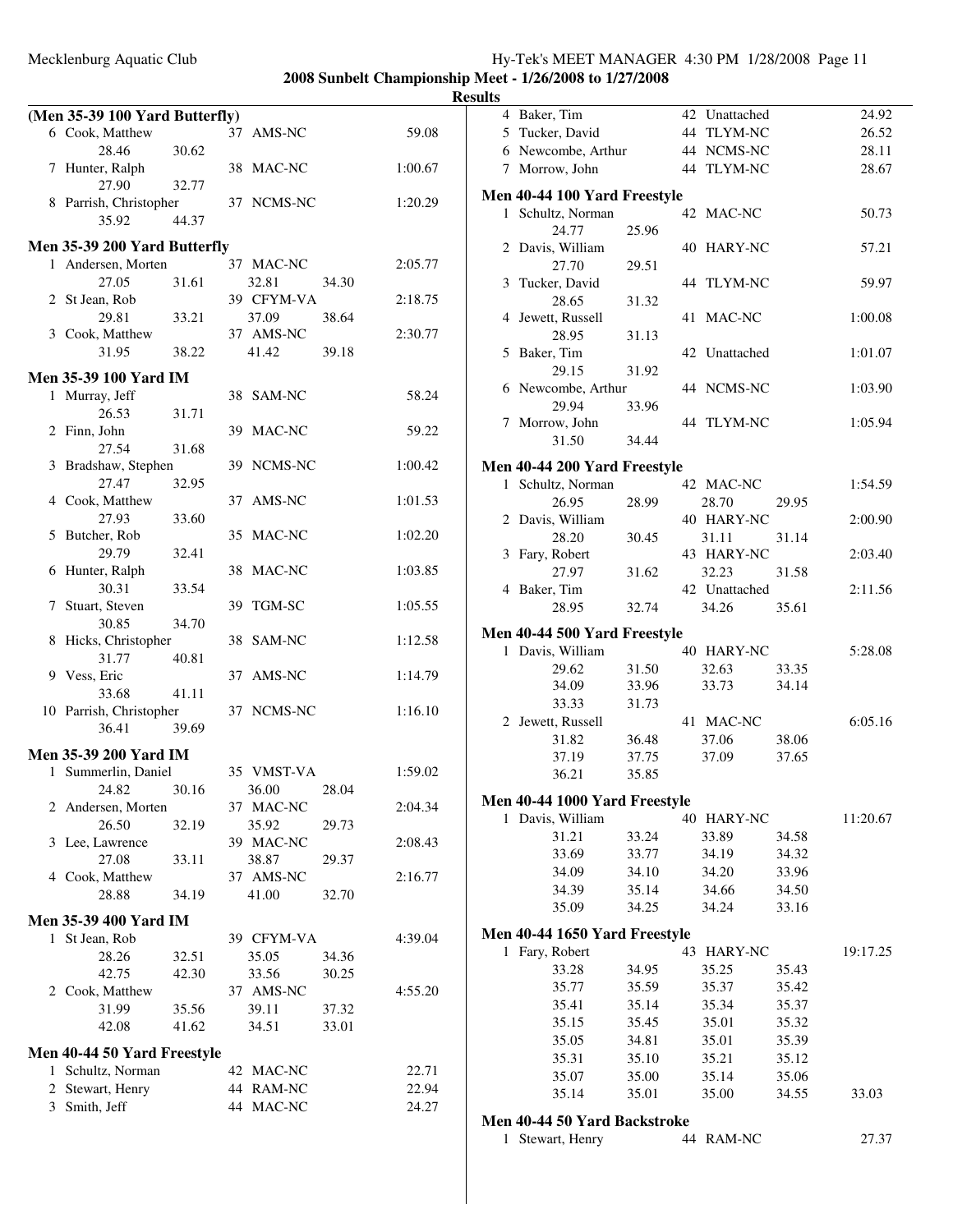**2008 Sunbelt Championship Meet - 1/26/2008 to 1/27/2008**

**Results**

### (Men 35-39 100 Yard Butterfly)

| Place | Name | Age | Team | Time |
|---|---|---|---|---|
| 6 | Cook, Matthew | 37 | AMS-NC | 59.08 |
| | 28.46 30.62 | | | |
| 7 | Hunter, Ralph | 38 | MAC-NC | 1:00.67 |
| | 27.90 32.77 | | | |
| 8 | Parrish, Christopher | 37 | NCMS-NC | 1:20.29 |
| | 35.92 44.37 | | | |

### Men 35-39 200 Yard Butterfly

| Place | Name | Age | Team | Time |
|---|---|---|---|---|
| 1 | Andersen, Morten | 37 | MAC-NC | 2:05.77 |
| | 27.05 31.61 32.81 34.30 | | | |
| 2 | St Jean, Rob | 39 | CFYM-VA | 2:18.75 |
| | 29.81 33.21 37.09 38.64 | | | |
| 3 | Cook, Matthew | 37 | AMS-NC | 2:30.77 |
| | 31.95 38.22 41.42 39.18 | | | |

### Men 35-39 100 Yard IM

| Place | Name | Age | Team | Time |
|---|---|---|---|---|
| 1 | Murray, Jeff | 38 | SAM-NC | 58.24 |
| | 26.53 31.71 | | | |
| 2 | Finn, John | 39 | MAC-NC | 59.22 |
| | 27.54 31.68 | | | |
| 3 | Bradshaw, Stephen | 39 | NCMS-NC | 1:00.42 |
| | 27.47 32.95 | | | |
| 4 | Cook, Matthew | 37 | AMS-NC | 1:01.53 |
| | 27.93 33.60 | | | |
| 5 | Butcher, Rob | 35 | MAC-NC | 1:02.20 |
| | 29.79 32.41 | | | |
| 6 | Hunter, Ralph | 38 | MAC-NC | 1:03.85 |
| | 30.31 33.54 | | | |
| 7 | Stuart, Steven | 39 | TGM-SC | 1:05.55 |
| | 30.85 34.70 | | | |
| 8 | Hicks, Christopher | 38 | SAM-NC | 1:12.58 |
| | 31.77 40.81 | | | |
| 9 | Vess, Eric | 37 | AMS-NC | 1:14.79 |
| | 33.68 41.11 | | | |
| 10 | Parrish, Christopher | 37 | NCMS-NC | 1:16.10 |
| | 36.41 39.69 | | | |

### Men 35-39 200 Yard IM

| Place | Name | Age | Team | Time |
|---|---|---|---|---|
| 1 | Summerlin, Daniel | 35 | VMST-VA | 1:59.02 |
| | 24.82 30.16 36.00 28.04 | | | |
| 2 | Andersen, Morten | 37 | MAC-NC | 2:04.34 |
| | 26.50 32.19 35.92 29.73 | | | |
| 3 | Lee, Lawrence | 39 | MAC-NC | 2:08.43 |
| | 27.08 33.11 38.87 29.37 | | | |
| 4 | Cook, Matthew | 37 | AMS-NC | 2:16.77 |
| | 28.88 34.19 41.00 32.70 | | | |

### Men 35-39 400 Yard IM

| Place | Name | Age | Team | Time |
|---|---|---|---|---|
| 1 | St Jean, Rob | 39 | CFYM-VA | 4:39.04 |
| | 28.26 32.51 35.05 34.36 | | | |
| | 42.75 42.30 33.56 30.25 | | | |
| 2 | Cook, Matthew | 37 | AMS-NC | 4:55.20 |
| | 31.99 35.56 39.11 37.32 | | | |
| | 42.08 41.62 34.51 33.01 | | | |

### Men 40-44 50 Yard Freestyle

| Place | Name | Age | Team | Time |
|---|---|---|---|---|
| 1 | Schultz, Norman | 42 | MAC-NC | 22.71 |
| 2 | Stewart, Henry | 44 | RAM-NC | 22.94 |
| 3 | Smith, Jeff | 44 | MAC-NC | 24.27 |
| 4 | Baker, Tim | 42 | Unattached | 24.92 |
| 5 | Tucker, David | 44 | TLYM-NC | 26.52 |
| 6 | Newcombe, Arthur | 44 | NCMS-NC | 28.11 |
| 7 | Morrow, John | 44 | TLYM-NC | 28.67 |

### Men 40-44 100 Yard Freestyle

| Place | Name | Age | Team | Time |
|---|---|---|---|---|
| 1 | Schultz, Norman | 42 | MAC-NC | 50.73 |
| | 24.77 25.96 | | | |
| 2 | Davis, William | 40 | HARY-NC | 57.21 |
| | 27.70 29.51 | | | |
| 3 | Tucker, David | 44 | TLYM-NC | 59.97 |
| | 28.65 31.32 | | | |
| 4 | Jewett, Russell | 41 | MAC-NC | 1:00.08 |
| | 28.95 31.13 | | | |
| 5 | Baker, Tim | 42 | Unattached | 1:01.07 |
| | 29.15 31.92 | | | |
| 6 | Newcombe, Arthur | 44 | NCMS-NC | 1:03.90 |
| | 29.94 33.96 | | | |
| 7 | Morrow, John | 44 | TLYM-NC | 1:05.94 |
| | 31.50 34.44 | | | |

### Men 40-44 200 Yard Freestyle

| Place | Name | Age | Team | Time |
|---|---|---|---|---|
| 1 | Schultz, Norman | 42 | MAC-NC | 1:54.59 |
| | 26.95 28.99 28.70 29.95 | | | |
| 2 | Davis, William | 40 | HARY-NC | 2:00.90 |
| | 28.20 30.45 31.11 31.14 | | | |
| 3 | Fary, Robert | 43 | HARY-NC | 2:03.40 |
| | 27.97 31.62 32.23 31.58 | | | |
| 4 | Baker, Tim | 42 | Unattached | 2:11.56 |
| | 28.95 32.74 34.26 35.61 | | | |

### Men 40-44 500 Yard Freestyle

| Place | Name | Age | Team | Time |
|---|---|---|---|---|
| 1 | Davis, William | 40 | HARY-NC | 5:28.08 |
| | 29.62 31.50 32.63 33.35 | | | |
| | 34.09 33.96 33.73 34.14 | | | |
| | 33.33 31.73 | | | |
| 2 | Jewett, Russell | 41 | MAC-NC | 6:05.16 |
| | 31.82 36.48 37.06 38.06 | | | |
| | 37.19 37.75 37.09 37.65 | | | |
| | 36.21 35.85 | | | |

### Men 40-44 1000 Yard Freestyle

| Place | Name | Age | Team | Time |
|---|---|---|---|---|
| 1 | Davis, William | 40 | HARY-NC | 11:20.67 |
| | 31.21 33.24 33.89 34.58 | | | |
| | 33.69 33.77 34.19 34.32 | | | |
| | 34.09 34.10 34.20 33.96 | | | |
| | 34.39 35.14 34.66 34.50 | | | |
| | 35.09 34.25 34.24 33.16 | | | |

### Men 40-44 1650 Yard Freestyle

| Place | Name | Age | Team | Time |
|---|---|---|---|---|
| 1 | Fary, Robert | 43 | HARY-NC | 19:17.25 |
| | 33.28 34.95 35.25 35.43 | | | |
| | 35.77 35.59 35.37 35.42 | | | |
| | 35.41 35.14 35.34 35.37 | | | |
| | 35.15 35.45 35.01 35.32 | | | |
| | 35.05 34.81 35.01 35.39 | | | |
| | 35.31 35.10 35.21 35.12 | | | |
| | 35.07 35.00 35.14 35.06 | | | |
| | 35.14 35.01 35.00 34.55 33.03 | | | |

### Men 40-44 50 Yard Backstroke

| Place | Name | Age | Team | Time |
|---|---|---|---|---|
| 1 | Stewart, Henry | 44 | RAM-NC | 27.37 |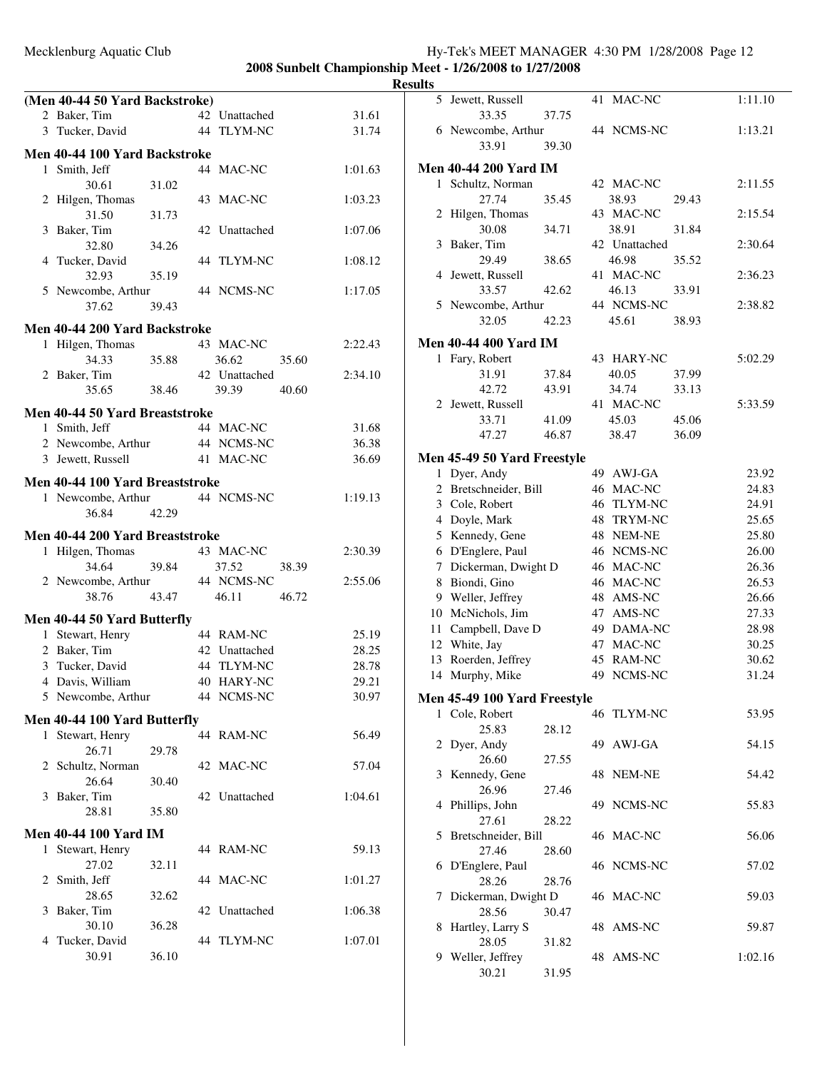**2008 Sunbelt Championship Meet - 1/26/2008 to 1/27/2008**

**Results**

### (Men 40-44 50 Yard Backstroke)

| Place | Name | Age | Team | Time |
|---|---|---|---|---|
| 2 | Baker, Tim | 42 | Unattached | 31.61 |
| 3 | Tucker, David | 44 | TLYM-NC | 31.74 |

### Men 40-44 100 Yard Backstroke

| Place | Name | Age | Team | Time | Splits |
|---|---|---|---|---|---|
| 1 | Smith, Jeff | 44 | MAC-NC | 1:01.63 | 30.61, 31.02 |
| 2 | Hilgen, Thomas | 43 | MAC-NC | 1:03.23 | 31.50, 31.73 |
| 3 | Baker, Tim | 42 | Unattached | 1:07.06 | 32.80, 34.26 |
| 4 | Tucker, David | 44 | TLYM-NC | 1:08.12 | 32.93, 35.19 |
| 5 | Newcombe, Arthur | 44 | NCMS-NC | 1:17.05 | 37.62, 39.43 |

### Men 40-44 200 Yard Backstroke

| Place | Name | Age | Team | Time | Splits |
|---|---|---|---|---|---|
| 1 | Hilgen, Thomas | 43 | MAC-NC | 2:22.43 | 34.33, 35.88, 36.62, 35.60 |
| 2 | Baker, Tim | 42 | Unattached | 2:34.10 | 35.65, 38.46, 39.39, 40.60 |

### Men 40-44 50 Yard Breaststroke

| Place | Name | Age | Team | Time |
|---|---|---|---|---|
| 1 | Smith, Jeff | 44 | MAC-NC | 31.68 |
| 2 | Newcombe, Arthur | 44 | NCMS-NC | 36.38 |
| 3 | Jewett, Russell | 41 | MAC-NC | 36.69 |

### Men 40-44 100 Yard Breaststroke

| Place | Name | Age | Team | Time | Splits |
|---|---|---|---|---|---|
| 1 | Newcombe, Arthur | 44 | NCMS-NC | 1:19.13 | 36.84, 42.29 |

### Men 40-44 200 Yard Breaststroke

| Place | Name | Age | Team | Time | Splits |
|---|---|---|---|---|---|
| 1 | Hilgen, Thomas | 43 | MAC-NC | 2:30.39 | 34.64, 39.84, 37.52, 38.39 |
| 2 | Newcombe, Arthur | 44 | NCMS-NC | 2:55.06 | 38.76, 43.47, 46.11, 46.72 |

### Men 40-44 50 Yard Butterfly

| Place | Name | Age | Team | Time |
|---|---|---|---|---|
| 1 | Stewart, Henry | 44 | RAM-NC | 25.19 |
| 2 | Baker, Tim | 42 | Unattached | 28.25 |
| 3 | Tucker, David | 44 | TLYM-NC | 28.78 |
| 4 | Davis, William | 40 | HARY-NC | 29.21 |
| 5 | Newcombe, Arthur | 44 | NCMS-NC | 30.97 |

### Men 40-44 100 Yard Butterfly

| Place | Name | Age | Team | Time | Splits |
|---|---|---|---|---|---|
| 1 | Stewart, Henry | 44 | RAM-NC | 56.49 | 26.71, 29.78 |
| 2 | Schultz, Norman | 42 | MAC-NC | 57.04 | 26.64, 30.40 |
| 3 | Baker, Tim | 42 | Unattached | 1:04.61 | 28.81, 35.80 |
| 5 | Jewett, Russell | 41 | MAC-NC | 1:11.10 | 33.35, 37.75 |
| 6 | Newcombe, Arthur | 44 | NCMS-NC | 1:13.21 | 33.91, 39.30 |

### Men 40-44 100 Yard IM

| Place | Name | Age | Team | Time | Splits |
|---|---|---|---|---|---|
| 1 | Stewart, Henry | 44 | RAM-NC | 59.13 | 27.02, 32.11 |
| 2 | Smith, Jeff | 44 | MAC-NC | 1:01.27 | 28.65, 32.62 |
| 3 | Baker, Tim | 42 | Unattached | 1:06.38 | 30.10, 36.28 |
| 4 | Tucker, David | 44 | TLYM-NC | 1:07.01 | 30.91, 36.10 |

### Men 40-44 200 Yard IM

| Place | Name | Age | Team | Time | Splits |
|---|---|---|---|---|---|
| 1 | Schultz, Norman | 42 | MAC-NC | 2:11.55 | 27.74, 35.45, 38.93, 29.43 |
| 2 | Hilgen, Thomas | 43 | MAC-NC | 2:15.54 | 30.08, 34.71, 38.91, 31.84 |
| 3 | Baker, Tim | 42 | Unattached | 2:30.64 | 29.49, 38.65, 46.98, 35.52 |
| 4 | Jewett, Russell | 41 | MAC-NC | 2:36.23 | 33.57, 42.62, 46.13, 33.91 |
| 5 | Newcombe, Arthur | 44 | NCMS-NC | 2:38.82 | 32.05, 42.23, 45.61, 38.93 |

### Men 40-44 400 Yard IM

| Place | Name | Age | Team | Time | Splits |
|---|---|---|---|---|---|
| 1 | Fary, Robert | 43 | HARY-NC | 5:02.29 | 31.91, 37.84, 40.05, 37.99, 42.72, 43.91, 34.74, 33.13 |
| 2 | Jewett, Russell | 41 | MAC-NC | 5:33.59 | 33.71, 41.09, 45.03, 45.06, 47.27, 46.87, 38.47, 36.09 |

### Men 45-49 50 Yard Freestyle

| Place | Name | Age | Team | Time |
|---|---|---|---|---|
| 1 | Dyer, Andy | 49 | AWJ-GA | 23.92 |
| 2 | Bretschneider, Bill | 46 | MAC-NC | 24.83 |
| 3 | Cole, Robert | 46 | TLYM-NC | 24.91 |
| 4 | Doyle, Mark | 48 | TRYM-NC | 25.65 |
| 5 | Kennedy, Gene | 48 | NEM-NE | 25.80 |
| 6 | D'Englere, Paul | 46 | NCMS-NC | 26.00 |
| 7 | Dickerman, Dwight D | 46 | MAC-NC | 26.36 |
| 8 | Biondi, Gino | 46 | MAC-NC | 26.53 |
| 9 | Weller, Jeffrey | 48 | AMS-NC | 26.66 |
| 10 | McNichols, Jim | 47 | AMS-NC | 27.33 |
| 11 | Campbell, Dave D | 49 | DAMA-NC | 28.98 |
| 12 | White, Jay | 47 | MAC-NC | 30.25 |
| 13 | Roerden, Jeffrey | 45 | RAM-NC | 30.62 |
| 14 | Murphy, Mike | 49 | NCMS-NC | 31.24 |

### Men 45-49 100 Yard Freestyle

| Place | Name | Age | Team | Time | Splits |
|---|---|---|---|---|---|
| 1 | Cole, Robert | 46 | TLYM-NC | 53.95 | 25.83, 28.12 |
| 2 | Dyer, Andy | 49 | AWJ-GA | 54.15 | 26.60, 27.55 |
| 3 | Kennedy, Gene | 48 | NEM-NE | 54.42 | 26.96, 27.46 |
| 4 | Phillips, John | 49 | NCMS-NC | 55.83 | 27.61, 28.22 |
| 5 | Bretschneider, Bill | 46 | MAC-NC | 56.06 | 27.46, 28.60 |
| 6 | D'Englere, Paul | 46 | NCMS-NC | 57.02 | 28.26, 28.76 |
| 7 | Dickerman, Dwight D | 46 | MAC-NC | 59.03 | 28.56, 30.47 |
| 8 | Hartley, Larry S | 48 | AMS-NC | 59.87 | 28.05, 31.82 |
| 9 | Weller, Jeffrey | 48 | AMS-NC | 1:02.16 | 30.21, 31.95 |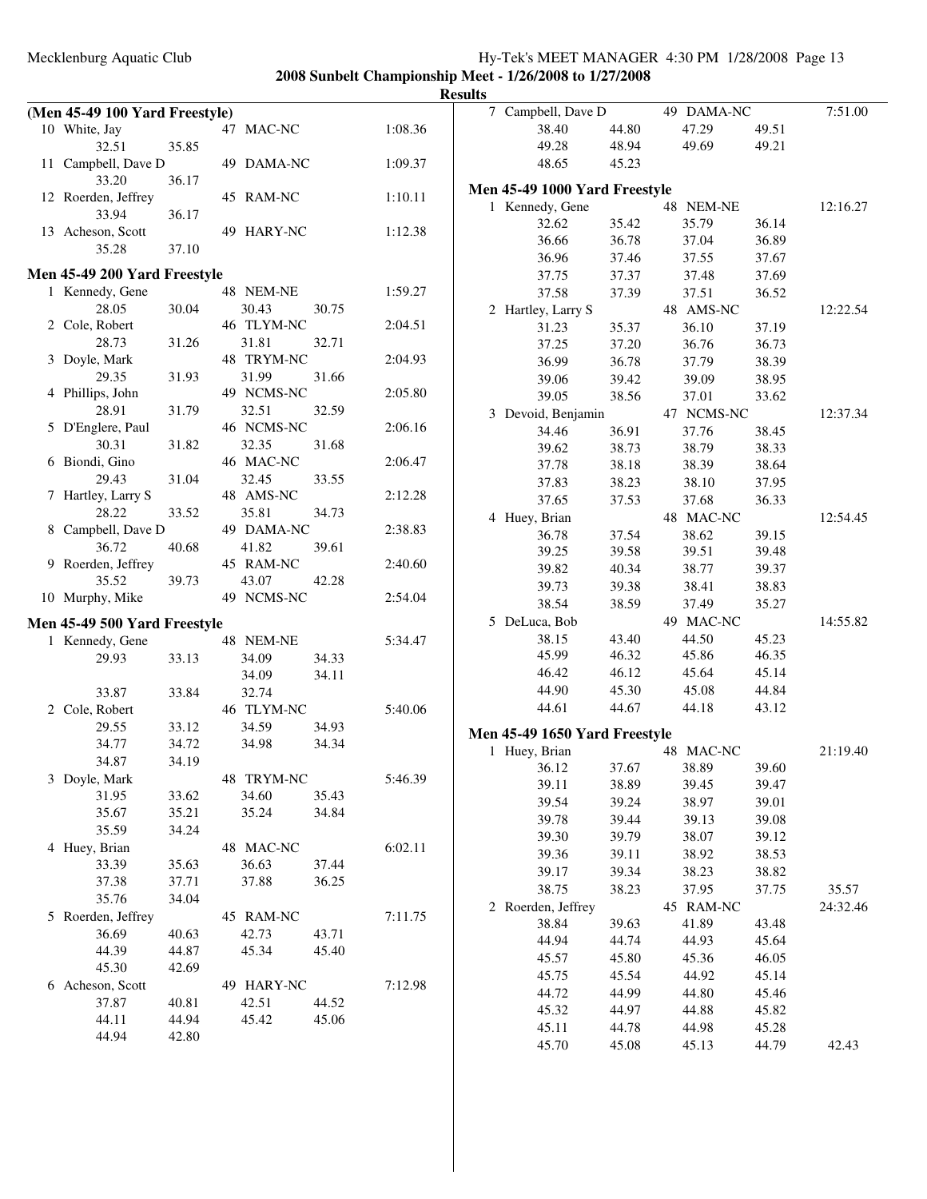**2008 Sunbelt Championship Meet - 1/26/2008 to 1/27/2008**

**Results**

### (Men 45-49 100 Yard Freestyle)

```
 10 White, Jay                47 MAC-NC              1:08.36
        32.51      35.85
 11 Campbell, Dave D          49 DAMA-NC             1:09.37
        33.20      36.17
 12 Roerden, Jeffrey          45 RAM-NC              1:10.11
        33.94      36.17
 13 Acheson, Scott            49 HARY-NC             1:12.38
        35.28      37.10
```

### Men 45-49 200 Yard Freestyle

```
  1 Kennedy, Gene             48 NEM-NE              1:59.27
        28.05      30.04      30.43      30.75
  2 Cole, Robert              46 TLYM-NC             2:04.51
        28.73      31.26      31.81      32.71
  3 Doyle, Mark               48 TRYM-NC             2:04.93
        29.35      31.93      31.99      31.66
  4 Phillips, John            49 NCMS-NC             2:05.80
        28.91      31.79      32.51      32.59
  5 D'Englere, Paul           46 NCMS-NC             2:06.16
        30.31      31.82      32.35      31.68
  6 Biondi, Gino              46 MAC-NC              2:06.47
        29.43      31.04      32.45      33.55
  7 Hartley, Larry S          48 AMS-NC              2:12.28
        28.22      33.52      35.81      34.73
  8 Campbell, Dave D          49 DAMA-NC             2:38.83
        36.72      40.68      41.82      39.61
  9 Roerden, Jeffrey          45 RAM-NC              2:40.60
        35.52      39.73      43.07      42.28
 10 Murphy, Mike              49 NCMS-NC             2:54.04
```

### Men 45-49 500 Yard Freestyle

```
  1 Kennedy, Gene             48 NEM-NE              5:34.47
        29.93      33.13      34.09      34.33
                              34.09      34.11
        33.87      33.84      32.74
  2 Cole, Robert              46 TLYM-NC             5:40.06
        29.55      33.12      34.59      34.93
        34.77      34.72      34.98      34.34
        34.87      34.19
  3 Doyle, Mark               48 TRYM-NC             5:46.39
        31.95      33.62      34.60      35.43
        35.67      35.21      35.24      34.84
        35.59      34.24
  4 Huey, Brian               48 MAC-NC              6:02.11
        33.39      35.63      36.63      37.44
        37.38      37.71      37.88      36.25
        35.76      34.04
  5 Roerden, Jeffrey          45 RAM-NC              7:11.75
        36.69      40.63      42.73      43.71
        44.39      44.87      45.34      45.40
        45.30      42.69
  6 Acheson, Scott            49 HARY-NC             7:12.98
        37.87      40.81      42.51      44.52
        44.11      44.94      45.42      45.06
        44.94      42.80
  7 Campbell, Dave D          49 DAMA-NC             7:51.00
        38.40      44.80      47.29      49.51
        49.28      48.94      49.69      49.21
        48.65      45.23
```

### Men 45-49 1000 Yard Freestyle

```
  1 Kennedy, Gene             48 NEM-NE             12:16.27
        32.62      35.42      35.79      36.14
        36.66      36.78      37.04      36.89
        36.96      37.46      37.55      37.67
        37.75      37.37      37.48      37.69
        37.58      37.39      37.51      36.52
  2 Hartley, Larry S          48 AMS-NC             12:22.54
        31.23      35.37      36.10      37.19
        37.25      37.20      36.76      36.73
        36.99      36.78      37.79      38.39
        39.06      39.42      39.09      38.95
        39.05      38.56      37.01      33.62
  3 Devoid, Benjamin          47 NCMS-NC            12:37.34
        34.46      36.91      37.76      38.45
        39.62      38.73      38.79      38.33
        37.78      38.18      38.39      38.64
        37.83      38.23      38.10      37.95
        37.65      37.53      37.68      36.33
  4 Huey, Brian               48 MAC-NC             12:54.45
        36.78      37.54      38.62      39.15
        39.25      39.58      39.51      39.48
        39.82      40.34      38.77      39.37
        39.73      39.38      38.41      38.83
        38.54      38.59      37.49      35.27
  5 DeLuca, Bob               49 MAC-NC             14:55.82
        38.15      43.40      44.50      45.23
        45.99      46.32      45.86      46.35
        46.42      46.12      45.64      45.14
        44.90      45.30      45.08      44.84
        44.61      44.67      44.18      43.12
```

### Men 45-49 1650 Yard Freestyle

```
  1 Huey, Brian               48 MAC-NC             21:19.40
        36.12      37.67      38.89      39.60
        39.11      38.89      39.45      39.47
        39.54      39.24      38.97      39.01
        39.78      39.44      39.13      39.08
        39.30      39.79      38.07      39.12
        39.36      39.11      38.92      38.53
        39.17      39.34      38.23      38.82
        38.75      38.23      37.95      37.75      35.57
  2 Roerden, Jeffrey          45 RAM-NC             24:32.46
        38.84      39.63      41.89      43.48
        44.94      44.74      44.93      45.64
        45.57      45.80      45.36      46.05
        45.75      45.54      44.92      45.14
        44.72      44.99      44.80      45.46
        45.32      44.97      44.88      45.82
        45.11      44.78      44.98      45.28
        45.70      45.08      45.13      44.79      42.43
```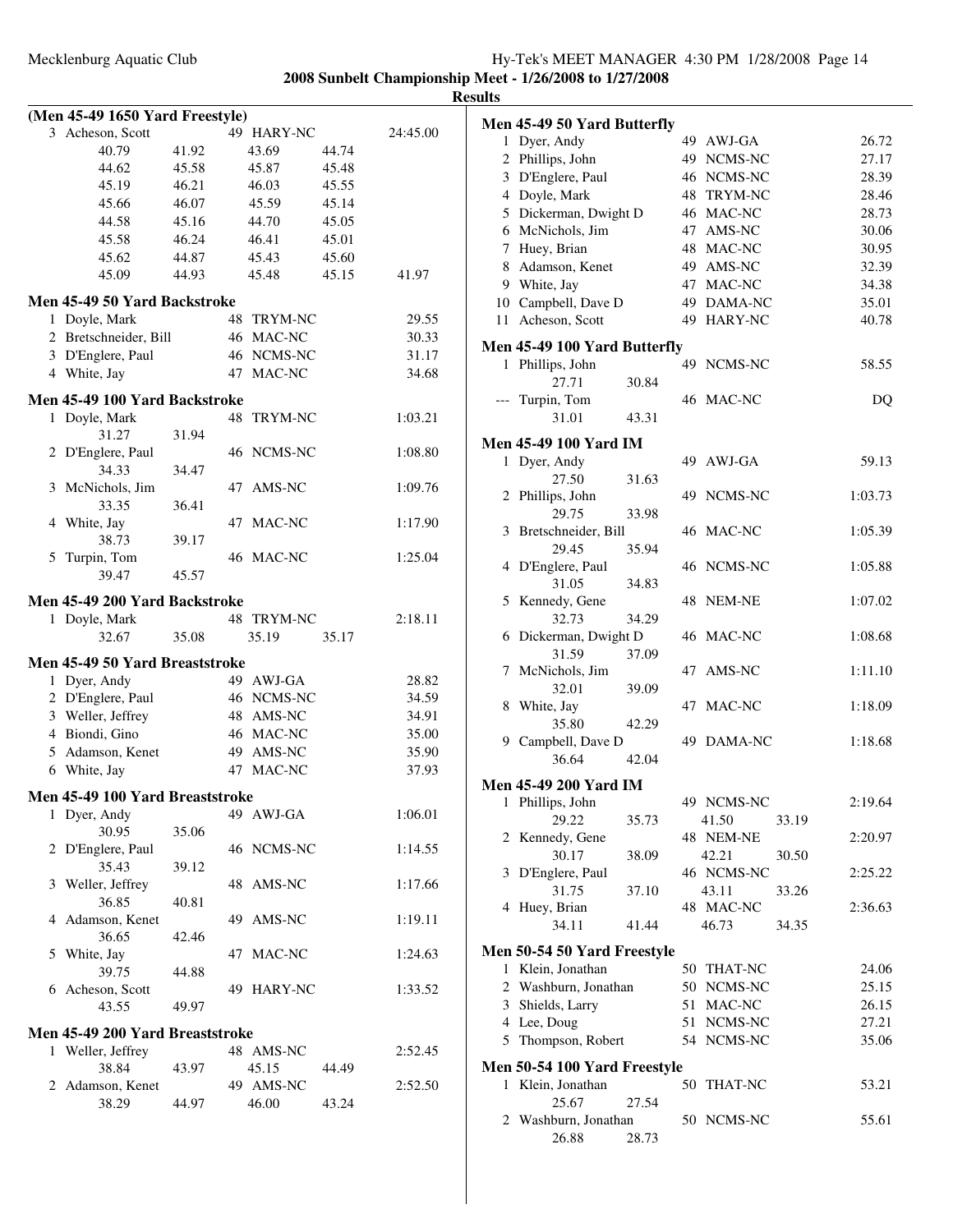## Results

### (Men 45-49 1650 Yard Freestyle)

| Place | Name | Age | Team | Finals Time |
|---|---|---|---|---|
| 3 | Acheson, Scott | 49 | HARY-NC | 24:45.00 |
| | 40.79 | 41.92 | 43.69 | 44.74 |
| | 44.62 | 45.58 | 45.87 | 45.48 |
| | 45.19 | 46.21 | 46.03 | 45.55 |
| | 45.66 | 46.07 | 45.59 | 45.14 |
| | 44.58 | 45.16 | 44.70 | 45.05 |
| | 45.58 | 46.24 | 46.41 | 45.01 |
| | 45.62 | 44.87 | 45.43 | 45.60 |
| | 45.09 | 44.93 | 45.48 | 45.15 41.97 |

### Men 45-49 50 Yard Backstroke

| Place | Name | Age | Team | Finals Time |
|---|---|---|---|---|
| 1 | Doyle, Mark | 48 | TRYM-NC | 29.55 |
| 2 | Bretschneider, Bill | 46 | MAC-NC | 30.33 |
| 3 | D'Englere, Paul | 46 | NCMS-NC | 31.17 |
| 4 | White, Jay | 47 | MAC-NC | 34.68 |

### Men 45-49 100 Yard Backstroke

| Place | Name | Age | Team | Finals Time |
|---|---|---|---|---|
| 1 | Doyle, Mark | 48 | TRYM-NC | 1:03.21 |
| | 31.27 | 31.94 | | |
| 2 | D'Englere, Paul | 46 | NCMS-NC | 1:08.80 |
| | 34.33 | 34.47 | | |
| 3 | McNichols, Jim | 47 | AMS-NC | 1:09.76 |
| | 33.35 | 36.41 | | |
| 4 | White, Jay | 47 | MAC-NC | 1:17.90 |
| | 38.73 | 39.17 | | |
| 5 | Turpin, Tom | 46 | MAC-NC | 1:25.04 |
| | 39.47 | 45.57 | | |

### Men 45-49 200 Yard Backstroke

| Place | Name | Age | Team | Finals Time |
|---|---|---|---|---|
| 1 | Doyle, Mark | 48 | TRYM-NC | 2:18.11 |
| | 32.67 | 35.08 | 35.19 | 35.17 |

### Men 45-49 50 Yard Breaststroke

| Place | Name | Age | Team | Finals Time |
|---|---|---|---|---|
| 1 | Dyer, Andy | 49 | AWJ-GA | 28.82 |
| 2 | D'Englere, Paul | 46 | NCMS-NC | 34.59 |
| 3 | Weller, Jeffrey | 48 | AMS-NC | 34.91 |
| 4 | Biondi, Gino | 46 | MAC-NC | 35.00 |
| 5 | Adamson, Kenet | 49 | AMS-NC | 35.90 |
| 6 | White, Jay | 47 | MAC-NC | 37.93 |

### Men 45-49 100 Yard Breaststroke

| Place | Name | Age | Team | Finals Time |
|---|---|---|---|---|
| 1 | Dyer, Andy | 49 | AWJ-GA | 1:06.01 |
| | 30.95 | 35.06 | | |
| 2 | D'Englere, Paul | 46 | NCMS-NC | 1:14.55 |
| | 35.43 | 39.12 | | |
| 3 | Weller, Jeffrey | 48 | AMS-NC | 1:17.66 |
| | 36.85 | 40.81 | | |
| 4 | Adamson, Kenet | 49 | AMS-NC | 1:19.11 |
| | 36.65 | 42.46 | | |
| 5 | White, Jay | 47 | MAC-NC | 1:24.63 |
| | 39.75 | 44.88 | | |
| 6 | Acheson, Scott | 49 | HARY-NC | 1:33.52 |
| | 43.55 | 49.97 | | |

### Men 45-49 200 Yard Breaststroke

| Place | Name | Age | Team | Finals Time |
|---|---|---|---|---|
| 1 | Weller, Jeffrey | 48 | AMS-NC | 2:52.45 |
| | 38.84 | 43.97 | 45.15 | 44.49 |
| 2 | Adamson, Kenet | 49 | AMS-NC | 2:52.50 |
| | 38.29 | 44.97 | 46.00 | 43.24 |

### Men 45-49 50 Yard Butterfly

| Place | Name | Age | Team | Finals Time |
|---|---|---|---|---|
| 1 | Dyer, Andy | 49 | AWJ-GA | 26.72 |
| 2 | Phillips, John | 49 | NCMS-NC | 27.17 |
| 3 | D'Englere, Paul | 46 | NCMS-NC | 28.39 |
| 4 | Doyle, Mark | 48 | TRYM-NC | 28.46 |
| 5 | Dickerman, Dwight D | 46 | MAC-NC | 28.73 |
| 6 | McNichols, Jim | 47 | AMS-NC | 30.06 |
| 7 | Huey, Brian | 48 | MAC-NC | 30.95 |
| 8 | Adamson, Kenet | 49 | AMS-NC | 32.39 |
| 9 | White, Jay | 47 | MAC-NC | 34.38 |
| 10 | Campbell, Dave D | 49 | DAMA-NC | 35.01 |
| 11 | Acheson, Scott | 49 | HARY-NC | 40.78 |

### Men 45-49 100 Yard Butterfly

| Place | Name | Age | Team | Finals Time |
|---|---|---|---|---|
| 1 | Phillips, John | 49 | NCMS-NC | 58.55 |
| | 27.71 | 30.84 | | |
| --- | Turpin, Tom | 46 | MAC-NC | DQ |
| | 31.01 | 43.31 | | |

### Men 45-49 100 Yard IM

| Place | Name | Age | Team | Finals Time |
|---|---|---|---|---|
| 1 | Dyer, Andy | 49 | AWJ-GA | 59.13 |
| | 27.50 | 31.63 | | |
| 2 | Phillips, John | 49 | NCMS-NC | 1:03.73 |
| | 29.75 | 33.98 | | |
| 3 | Bretschneider, Bill | 46 | MAC-NC | 1:05.39 |
| | 29.45 | 35.94 | | |
| 4 | D'Englere, Paul | 46 | NCMS-NC | 1:05.88 |
| | 31.05 | 34.83 | | |
| 5 | Kennedy, Gene | 48 | NEM-NE | 1:07.02 |
| | 32.73 | 34.29 | | |
| 6 | Dickerman, Dwight D | 46 | MAC-NC | 1:08.68 |
| | 31.59 | 37.09 | | |
| 7 | McNichols, Jim | 47 | AMS-NC | 1:11.10 |
| | 32.01 | 39.09 | | |
| 8 | White, Jay | 47 | MAC-NC | 1:18.09 |
| | 35.80 | 42.29 | | |
| 9 | Campbell, Dave D | 49 | DAMA-NC | 1:18.68 |
| | 36.64 | 42.04 | | |

### Men 45-49 200 Yard IM

| Place | Name | Age | Team | Finals Time |
|---|---|---|---|---|
| 1 | Phillips, John | 49 | NCMS-NC | 2:19.64 |
| | 29.22 | 35.73 | 41.50 | 33.19 |
| 2 | Kennedy, Gene | 48 | NEM-NE | 2:20.97 |
| | 30.17 | 38.09 | 42.21 | 30.50 |
| 3 | D'Englere, Paul | 46 | NCMS-NC | 2:25.22 |
| | 31.75 | 37.10 | 43.11 | 33.26 |
| 4 | Huey, Brian | 48 | MAC-NC | 2:36.63 |
| | 34.11 | 41.44 | 46.73 | 34.35 |

### Men 50-54 50 Yard Freestyle

| Place | Name | Age | Team | Finals Time |
|---|---|---|---|---|
| 1 | Klein, Jonathan | 50 | THAT-NC | 24.06 |
| 2 | Washburn, Jonathan | 50 | NCMS-NC | 25.15 |
| 3 | Shields, Larry | 51 | MAC-NC | 26.15 |
| 4 | Lee, Doug | 51 | NCMS-NC | 27.21 |
| 5 | Thompson, Robert | 54 | NCMS-NC | 35.06 |

### Men 50-54 100 Yard Freestyle

| Place | Name | Age | Team | Finals Time |
|---|---|---|---|---|
| 1 | Klein, Jonathan | 50 | THAT-NC | 53.21 |
| | 25.67 | 27.54 | | |
| 2 | Washburn, Jonathan | 50 | NCMS-NC | 55.61 |
| | 26.88 | 28.73 | | |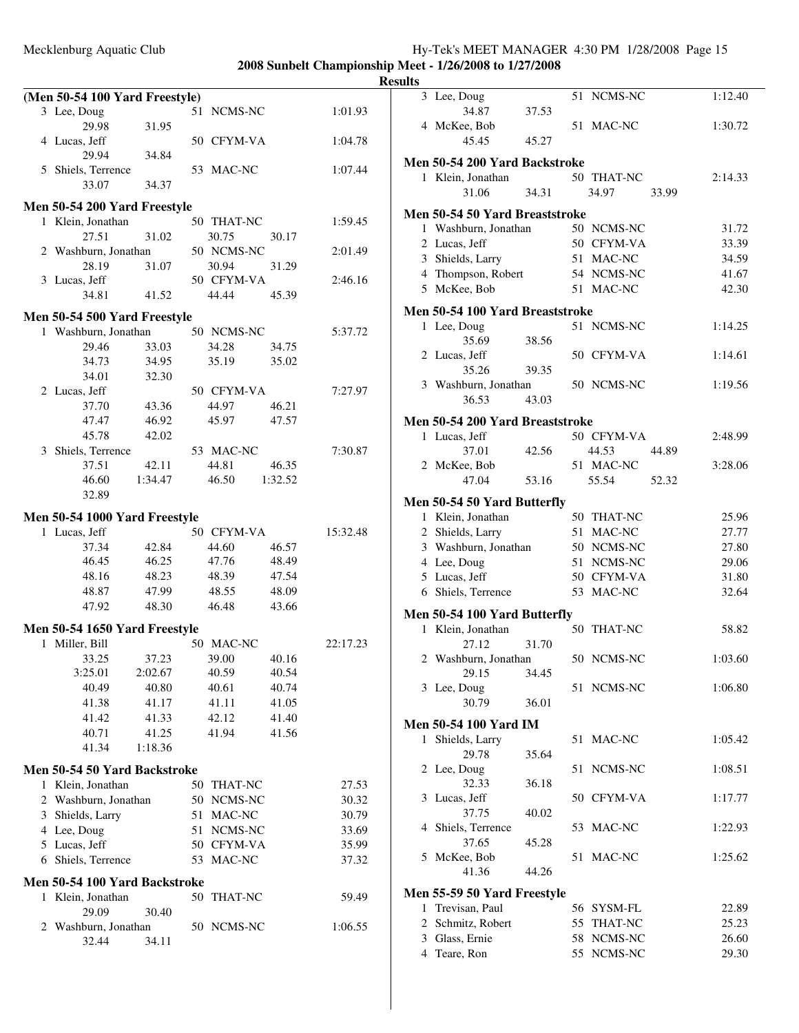## Results

### (Men 50-54 100 Yard Freestyle)

| Place | Name | Age | Team | Time |
|---|---|---|---|---|
| 3 | Lee, Doug | 51 | NCMS-NC | 1:01.93 |
| | 29.98 31.95 | | | |
| 4 | Lucas, Jeff | 50 | CFYM-VA | 1:04.78 |
| | 29.94 34.84 | | | |
| 5 | Shiels, Terrence | 53 | MAC-NC | 1:07.44 |
| | 33.07 34.37 | | | |

### Men 50-54 200 Yard Freestyle

| Place | Name | Age | Team | Time |
|---|---|---|---|---|
| 1 | Klein, Jonathan | 50 | THAT-NC | 1:59.45 |
| | 27.51 31.02 30.75 30.17 | | | |
| 2 | Washburn, Jonathan | 50 | NCMS-NC | 2:01.49 |
| | 28.19 31.07 30.94 31.29 | | | |
| 3 | Lucas, Jeff | 50 | CFYM-VA | 2:46.16 |
| | 34.81 41.52 44.44 45.39 | | | |

### Men 50-54 500 Yard Freestyle

| Place | Name | Age | Team | Time |
|---|---|---|---|---|
| 1 | Washburn, Jonathan | 50 | NCMS-NC | 5:37.72 |
| | 29.46 33.03 34.28 34.75 | | | |
| | 34.73 34.95 35.19 35.02 | | | |
| | 34.01 32.30 | | | |
| 2 | Lucas, Jeff | 50 | CFYM-VA | 7:27.97 |
| | 37.70 43.36 44.97 46.21 | | | |
| | 47.47 46.92 45.97 47.57 | | | |
| | 45.78 42.02 | | | |
| 3 | Shiels, Terrence | 53 | MAC-NC | 7:30.87 |
| | 37.51 42.11 44.81 46.35 | | | |
| | 46.60 1:34.47 46.50 1:32.52 | | | |
| | 32.89 | | | |

### Men 50-54 1000 Yard Freestyle

| Place | Name | Age | Team | Time |
|---|---|---|---|---|
| 1 | Lucas, Jeff | 50 | CFYM-VA | 15:32.48 |
| | 37.34 42.84 44.60 46.57 | | | |
| | 46.45 46.25 47.76 48.49 | | | |
| | 48.16 48.23 48.39 47.54 | | | |
| | 48.87 47.99 48.55 48.09 | | | |
| | 47.92 48.30 46.48 43.66 | | | |

### Men 50-54 1650 Yard Freestyle

| Place | Name | Age | Team | Time |
|---|---|---|---|---|
| 1 | Miller, Bill | 50 | MAC-NC | 22:17.23 |
| | 33.25 37.23 39.00 40.16 | | | |
| | 3:25.01 2:02.67 40.59 40.54 | | | |
| | 40.49 40.80 40.61 40.74 | | | |
| | 41.38 41.17 41.11 41.05 | | | |
| | 41.42 41.33 42.12 41.40 | | | |
| | 40.71 41.25 41.94 41.56 | | | |
| | 41.34 1:18.36 | | | |

### Men 50-54 50 Yard Backstroke

| Place | Name | Age | Team | Time |
|---|---|---|---|---|
| 1 | Klein, Jonathan | 50 | THAT-NC | 27.53 |
| 2 | Washburn, Jonathan | 50 | NCMS-NC | 30.32 |
| 3 | Shields, Larry | 51 | MAC-NC | 30.79 |
| 4 | Lee, Doug | 51 | NCMS-NC | 33.69 |
| 5 | Lucas, Jeff | 50 | CFYM-VA | 35.99 |
| 6 | Shiels, Terrence | 53 | MAC-NC | 37.32 |

### Men 50-54 100 Yard Backstroke

| Place | Name | Age | Team | Time |
|---|---|---|---|---|
| 1 | Klein, Jonathan | 50 | THAT-NC | 59.49 |
| | 29.09 30.40 | | | |
| 2 | Washburn, Jonathan | 50 | NCMS-NC | 1:06.55 |
| | 32.44 34.11 | | | |
| 3 | Lee, Doug | 51 | NCMS-NC | 1:12.40 |
| | 34.87 37.53 | | | |
| 4 | McKee, Bob | 51 | MAC-NC | 1:30.72 |
| | 45.45 45.27 | | | |

### Men 50-54 200 Yard Backstroke

| Place | Name | Age | Team | Time |
|---|---|---|---|---|
| 1 | Klein, Jonathan | 50 | THAT-NC | 2:14.33 |
| | 31.06 34.31 34.97 33.99 | | | |

### Men 50-54 50 Yard Breaststroke

| Place | Name | Age | Team | Time |
|---|---|---|---|---|
| 1 | Washburn, Jonathan | 50 | NCMS-NC | 31.72 |
| 2 | Lucas, Jeff | 50 | CFYM-VA | 33.39 |
| 3 | Shields, Larry | 51 | MAC-NC | 34.59 |
| 4 | Thompson, Robert | 54 | NCMS-NC | 41.67 |
| 5 | McKee, Bob | 51 | MAC-NC | 42.30 |

### Men 50-54 100 Yard Breaststroke

| Place | Name | Age | Team | Time |
|---|---|---|---|---|
| 1 | Lee, Doug | 51 | NCMS-NC | 1:14.25 |
| | 35.69 38.56 | | | |
| 2 | Lucas, Jeff | 50 | CFYM-VA | 1:14.61 |
| | 35.26 39.35 | | | |
| 3 | Washburn, Jonathan | 50 | NCMS-NC | 1:19.56 |
| | 36.53 43.03 | | | |

### Men 50-54 200 Yard Breaststroke

| Place | Name | Age | Team | Time |
|---|---|---|---|---|
| 1 | Lucas, Jeff | 50 | CFYM-VA | 2:48.99 |
| | 37.01 42.56 44.53 44.89 | | | |
| 2 | McKee, Bob | 51 | MAC-NC | 3:28.06 |
| | 47.04 53.16 55.54 52.32 | | | |

### Men 50-54 50 Yard Butterfly

| Place | Name | Age | Team | Time |
|---|---|---|---|---|
| 1 | Klein, Jonathan | 50 | THAT-NC | 25.96 |
| 2 | Shields, Larry | 51 | MAC-NC | 27.77 |
| 3 | Washburn, Jonathan | 50 | NCMS-NC | 27.80 |
| 4 | Lee, Doug | 51 | NCMS-NC | 29.06 |
| 5 | Lucas, Jeff | 50 | CFYM-VA | 31.80 |
| 6 | Shiels, Terrence | 53 | MAC-NC | 32.64 |

### Men 50-54 100 Yard Butterfly

| Place | Name | Age | Team | Time |
|---|---|---|---|---|
| 1 | Klein, Jonathan | 50 | THAT-NC | 58.82 |
| | 27.12 31.70 | | | |
| 2 | Washburn, Jonathan | 50 | NCMS-NC | 1:03.60 |
| | 29.15 34.45 | | | |
| 3 | Lee, Doug | 51 | NCMS-NC | 1:06.80 |
| | 30.79 36.01 | | | |

### Men 50-54 100 Yard IM

| Place | Name | Age | Team | Time |
|---|---|---|---|---|
| 1 | Shields, Larry | 51 | MAC-NC | 1:05.42 |
| | 29.78 35.64 | | | |
| 2 | Lee, Doug | 51 | NCMS-NC | 1:08.51 |
| | 32.33 36.18 | | | |
| 3 | Lucas, Jeff | 50 | CFYM-VA | 1:17.77 |
| | 37.75 40.02 | | | |
| 4 | Shiels, Terrence | 53 | MAC-NC | 1:22.93 |
| | 37.65 45.28 | | | |
| 5 | McKee, Bob | 51 | MAC-NC | 1:25.62 |
| | 41.36 44.26 | | | |

### Men 55-59 50 Yard Freestyle

| Place | Name | Age | Team | Time |
|---|---|---|---|---|
| 1 | Trevisan, Paul | 56 | SYSM-FL | 22.89 |
| 2 | Schmitz, Robert | 55 | THAT-NC | 25.23 |
| 3 | Glass, Ernie | 58 | NCMS-NC | 26.60 |
| 4 | Teare, Ron | 55 | NCMS-NC | 29.30 |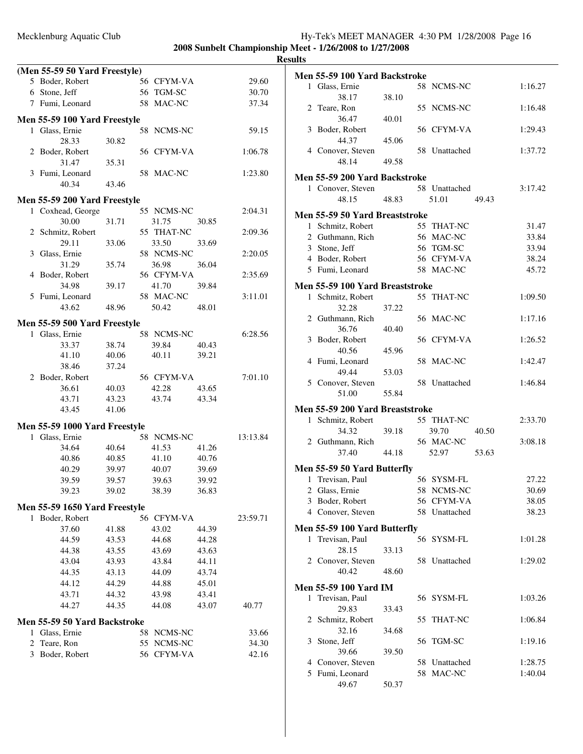## 2008 Sunbelt Championship Meet - 1/26/2008 to 1/27/2008

### Results

**(Men 55-59 50 Yard Freestyle)**

| Place | Name | Age | Team | Time |
|---|---|---|---|---|
| 5 | Boder, Robert | 56 | CFYM-VA | 29.60 |
| 6 | Stone, Jeff | 56 | TGM-SC | 30.70 |
| 7 | Fumi, Leonard | 58 | MAC-NC | 37.34 |

**Men 55-59 100 Yard Freestyle**

| Place | Name | Age | Team | Time |
|---|---|---|---|---|
| 1 | Glass, Ernie | 58 | NCMS-NC | 59.15 |
| | 28.33 30.82 | | | |
| 2 | Boder, Robert | 56 | CFYM-VA | 1:06.78 |
| | 31.47 35.31 | | | |
| 3 | Fumi, Leonard | 58 | MAC-NC | 1:23.80 |
| | 40.34 43.46 | | | |

**Men 55-59 200 Yard Freestyle**

| Place | Name | Age | Team | Time |
|---|---|---|---|---|
| 1 | Coxhead, George | 55 | NCMS-NC | 2:04.31 |
| | 30.00 31.71 31.75 30.85 | | | |
| 2 | Schmitz, Robert | 55 | THAT-NC | 2:09.36 |
| | 29.11 33.06 33.50 33.69 | | | |
| 3 | Glass, Ernie | 58 | NCMS-NC | 2:20.05 |
| | 31.29 35.74 36.98 36.04 | | | |
| 4 | Boder, Robert | 56 | CFYM-VA | 2:35.69 |
| | 34.98 39.17 41.70 39.84 | | | |
| 5 | Fumi, Leonard | 58 | MAC-NC | 3:11.01 |
| | 43.62 48.96 50.42 48.01 | | | |

**Men 55-59 500 Yard Freestyle**

| Place | Name | Age | Team | Time |
|---|---|---|---|---|
| 1 | Glass, Ernie | 58 | NCMS-NC | 6:28.56 |
| | 33.37 38.74 39.84 40.43 | | | |
| | 41.10 40.06 40.11 39.21 | | | |
| | 38.46 37.24 | | | |
| 2 | Boder, Robert | 56 | CFYM-VA | 7:01.10 |
| | 36.61 40.03 42.28 43.65 | | | |
| | 43.71 43.23 43.74 43.34 | | | |
| | 43.45 41.06 | | | |

**Men 55-59 1000 Yard Freestyle**

| Place | Name | Age | Team | Time |
|---|---|---|---|---|
| 1 | Glass, Ernie | 58 | NCMS-NC | 13:13.84 |
| | 34.64 40.64 41.53 41.26 | | | |
| | 40.86 40.85 41.10 40.76 | | | |
| | 40.29 39.97 40.07 39.69 | | | |
| | 39.59 39.57 39.63 39.92 | | | |
| | 39.23 39.02 38.39 36.83 | | | |

**Men 55-59 1650 Yard Freestyle**

| Place | Name | Age | Team | Time |
|---|---|---|---|---|
| 1 | Boder, Robert | 56 | CFYM-VA | 23:59.71 |
| | 37.60 41.88 43.02 44.39 | | | |
| | 44.59 43.53 44.68 44.28 | | | |
| | 44.38 43.55 43.69 43.63 | | | |
| | 43.04 43.93 43.84 44.11 | | | |
| | 44.35 43.13 44.09 43.74 | | | |
| | 44.12 44.29 44.88 45.01 | | | |
| | 43.71 44.32 43.98 43.41 | | | |
| | 44.27 44.35 44.08 43.07 40.77 | | | |

**Men 55-59 50 Yard Backstroke**

| Place | Name | Age | Team | Time |
|---|---|---|---|---|
| 1 | Glass, Ernie | 58 | NCMS-NC | 33.66 |
| 2 | Teare, Ron | 55 | NCMS-NC | 34.30 |
| 3 | Boder, Robert | 56 | CFYM-VA | 42.16 |

**Men 55-59 100 Yard Backstroke**

| Place | Name | Age | Team | Time |
|---|---|---|---|---|
| 1 | Glass, Ernie | 58 | NCMS-NC | 1:16.27 |
| | 38.17 38.10 | | | |
| 2 | Teare, Ron | 55 | NCMS-NC | 1:16.48 |
| | 36.47 40.01 | | | |
| 3 | Boder, Robert | 56 | CFYM-VA | 1:29.43 |
| | 44.37 45.06 | | | |
| 4 | Conover, Steven | 58 | Unattached | 1:37.72 |
| | 48.14 49.58 | | | |

**Men 55-59 200 Yard Backstroke**

| Place | Name | Age | Team | Time |
|---|---|---|---|---|
| 1 | Conover, Steven | 58 | Unattached | 3:17.42 |
| | 48.15 48.83 51.01 49.43 | | | |

**Men 55-59 50 Yard Breaststroke**

| Place | Name | Age | Team | Time |
|---|---|---|---|---|
| 1 | Schmitz, Robert | 55 | THAT-NC | 31.47 |
| 2 | Guthmann, Rich | 56 | MAC-NC | 33.84 |
| 3 | Stone, Jeff | 56 | TGM-SC | 33.94 |
| 4 | Boder, Robert | 56 | CFYM-VA | 38.24 |
| 5 | Fumi, Leonard | 58 | MAC-NC | 45.72 |

**Men 55-59 100 Yard Breaststroke**

| Place | Name | Age | Team | Time |
|---|---|---|---|---|
| 1 | Schmitz, Robert | 55 | THAT-NC | 1:09.50 |
| | 32.28 37.22 | | | |
| 2 | Guthmann, Rich | 56 | MAC-NC | 1:17.16 |
| | 36.76 40.40 | | | |
| 3 | Boder, Robert | 56 | CFYM-VA | 1:26.52 |
| | 40.56 45.96 | | | |
| 4 | Fumi, Leonard | 58 | MAC-NC | 1:42.47 |
| | 49.44 53.03 | | | |
| 5 | Conover, Steven | 58 | Unattached | 1:46.84 |
| | 51.00 55.84 | | | |

**Men 55-59 200 Yard Breaststroke**

| Place | Name | Age | Team | Time |
|---|---|---|---|---|
| 1 | Schmitz, Robert | 55 | THAT-NC | 2:33.70 |
| | 34.32 39.18 39.70 40.50 | | | |
| 2 | Guthmann, Rich | 56 | MAC-NC | 3:08.18 |
| | 37.40 44.18 52.97 53.63 | | | |

**Men 55-59 50 Yard Butterfly**

| Place | Name | Age | Team | Time |
|---|---|---|---|---|
| 1 | Trevisan, Paul | 56 | SYSM-FL | 27.22 |
| 2 | Glass, Ernie | 58 | NCMS-NC | 30.69 |
| 3 | Boder, Robert | 56 | CFYM-VA | 38.05 |
| 4 | Conover, Steven | 58 | Unattached | 38.23 |

**Men 55-59 100 Yard Butterfly**

| Place | Name | Age | Team | Time |
|---|---|---|---|---|
| 1 | Trevisan, Paul | 56 | SYSM-FL | 1:01.28 |
| | 28.15 33.13 | | | |
| 2 | Conover, Steven | 58 | Unattached | 1:29.02 |
| | 40.42 48.60 | | | |

**Men 55-59 100 Yard IM**

| Place | Name | Age | Team | Time |
|---|---|---|---|---|
| 1 | Trevisan, Paul | 56 | SYSM-FL | 1:03.26 |
| | 29.83 33.43 | | | |
| 2 | Schmitz, Robert | 55 | THAT-NC | 1:06.84 |
| | 32.16 34.68 | | | |
| 3 | Stone, Jeff | 56 | TGM-SC | 1:19.16 |
| | 39.66 39.50 | | | |
| 4 | Conover, Steven | 58 | Unattached | 1:28.75 |
| 5 | Fumi, Leonard | 58 | MAC-NC | 1:40.04 |
| | 49.67 50.37 | | | |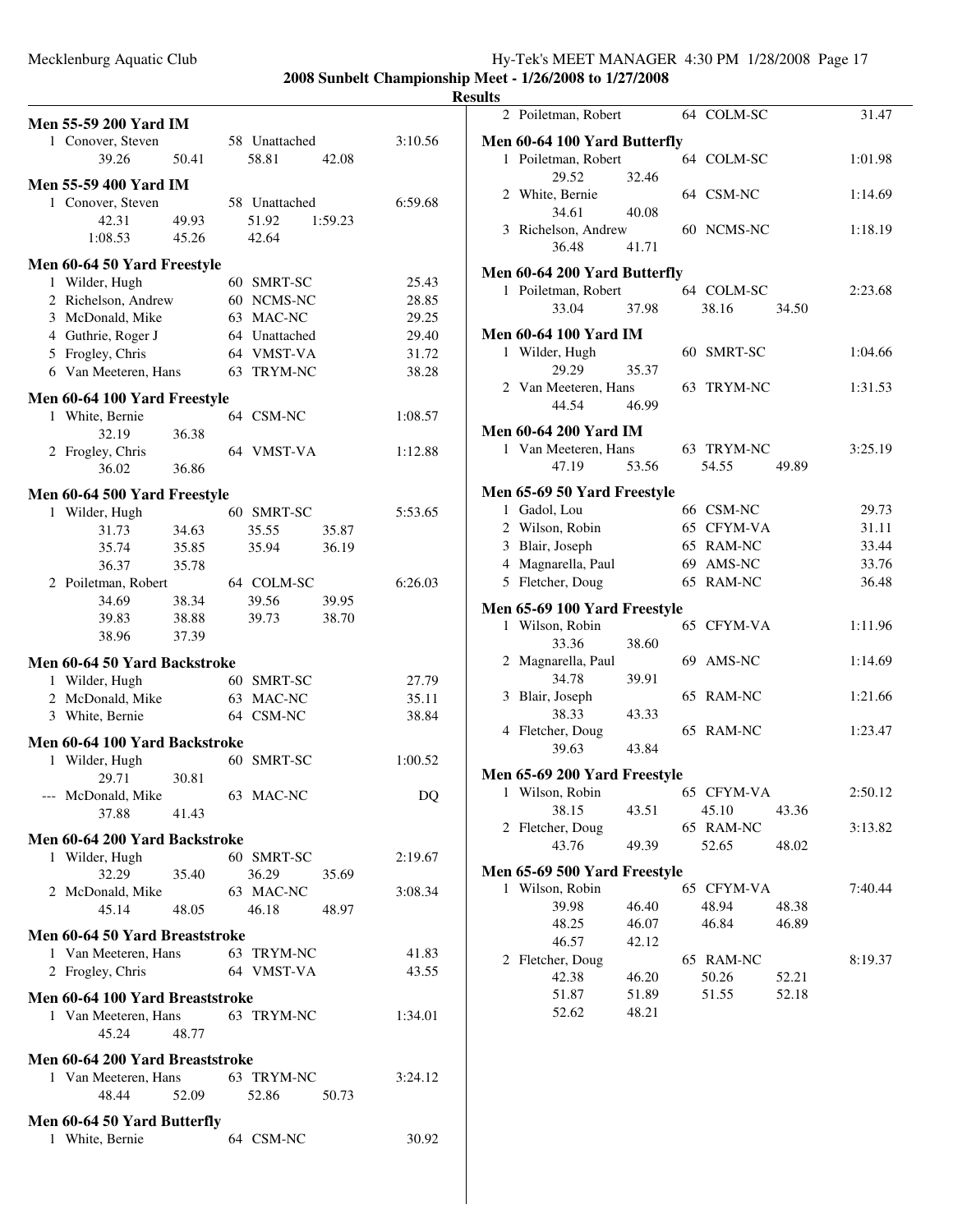**2008 Sunbelt Championship Meet - 1/26/2008 to 1/27/2008**

**Results**

### Men 55-59 200 Yard IM

| Place | Name | Age | Team | Time |
|---|---|---|---|---|
| 1 | Conover, Steven | 58 | Unattached | 3:10.56 |
| | 39.26 50.41 58.81 42.08 | | | |

### Men 55-59 400 Yard IM

| Place | Name | Age | Team | Time |
|---|---|---|---|---|
| 1 | Conover, Steven | 58 | Unattached | 6:59.68 |
| | 42.31 49.93 51.92 1:59.23 | | | |
| | 1:08.53 45.26 42.64 | | | |

### Men 60-64 50 Yard Freestyle

| Place | Name | Age | Team | Time |
|---|---|---|---|---|
| 1 | Wilder, Hugh | 60 | SMRT-SC | 25.43 |
| 2 | Richelson, Andrew | 60 | NCMS-NC | 28.85 |
| 3 | McDonald, Mike | 63 | MAC-NC | 29.25 |
| 4 | Guthrie, Roger J | 64 | Unattached | 29.40 |
| 5 | Frogley, Chris | 64 | VMST-VA | 31.72 |
| 6 | Van Meeteren, Hans | 63 | TRYM-NC | 38.28 |

### Men 60-64 100 Yard Freestyle

| Place | Name | Age | Team | Time |
|---|---|---|---|---|
| 1 | White, Bernie | 64 | CSM-NC | 1:08.57 |
| | 32.19 36.38 | | | |
| 2 | Frogley, Chris | 64 | VMST-VA | 1:12.88 |
| | 36.02 36.86 | | | |

### Men 60-64 500 Yard Freestyle

| Place | Name | Age | Team | Time |
|---|---|---|---|---|
| 1 | Wilder, Hugh | 60 | SMRT-SC | 5:53.65 |
| | 31.73 34.63 35.55 35.87 | | | |
| | 35.74 35.85 35.94 36.19 | | | |
| | 36.37 35.78 | | | |
| 2 | Poiletman, Robert | 64 | COLM-SC | 6:26.03 |
| | 34.69 38.34 39.56 39.95 | | | |
| | 39.83 38.88 39.73 38.70 | | | |
| | 38.96 37.39 | | | |

### Men 60-64 50 Yard Backstroke

| Place | Name | Age | Team | Time |
|---|---|---|---|---|
| 1 | Wilder, Hugh | 60 | SMRT-SC | 27.79 |
| 2 | McDonald, Mike | 63 | MAC-NC | 35.11 |
| 3 | White, Bernie | 64 | CSM-NC | 38.84 |

### Men 60-64 100 Yard Backstroke

| Place | Name | Age | Team | Time |
|---|---|---|---|---|
| 1 | Wilder, Hugh | 60 | SMRT-SC | 1:00.52 |
| | 29.71 30.81 | | | |
| --- | McDonald, Mike | 63 | MAC-NC | DQ |
| | 37.88 41.43 | | | |

### Men 60-64 200 Yard Backstroke

| Place | Name | Age | Team | Time |
|---|---|---|---|---|
| 1 | Wilder, Hugh | 60 | SMRT-SC | 2:19.67 |
| | 32.29 35.40 36.29 35.69 | | | |
| 2 | McDonald, Mike | 63 | MAC-NC | 3:08.34 |
| | 45.14 48.05 46.18 48.97 | | | |

### Men 60-64 50 Yard Breaststroke

| Place | Name | Age | Team | Time |
|---|---|---|---|---|
| 1 | Van Meeteren, Hans | 63 | TRYM-NC | 41.83 |
| 2 | Frogley, Chris | 64 | VMST-VA | 43.55 |

### Men 60-64 100 Yard Breaststroke

| Place | Name | Age | Team | Time |
|---|---|---|---|---|
| 1 | Van Meeteren, Hans | 63 | TRYM-NC | 1:34.01 |
| | 45.24 48.77 | | | |

### Men 60-64 200 Yard Breaststroke

| Place | Name | Age | Team | Time |
|---|---|---|---|---|
| 1 | Van Meeteren, Hans | 63 | TRYM-NC | 3:24.12 |
| | 48.44 52.09 52.86 50.73 | | | |

### Men 60-64 50 Yard Butterfly

| Place | Name | Age | Team | Time |
|---|---|---|---|---|
| 1 | White, Bernie | 64 | CSM-NC | 30.92 |
| 2 | Poiletman, Robert | 64 | COLM-SC | 31.47 |

### Men 60-64 100 Yard Butterfly

| Place | Name | Age | Team | Time |
|---|---|---|---|---|
| 1 | Poiletman, Robert | 64 | COLM-SC | 1:01.98 |
| | 29.52 32.46 | | | |
| 2 | White, Bernie | 64 | CSM-NC | 1:14.69 |
| | 34.61 40.08 | | | |
| 3 | Richelson, Andrew | 60 | NCMS-NC | 1:18.19 |
| | 36.48 41.71 | | | |

### Men 60-64 200 Yard Butterfly

| Place | Name | Age | Team | Time |
|---|---|---|---|---|
| 1 | Poiletman, Robert | 64 | COLM-SC | 2:23.68 |
| | 33.04 37.98 38.16 34.50 | | | |

### Men 60-64 100 Yard IM

| Place | Name | Age | Team | Time |
|---|---|---|---|---|
| 1 | Wilder, Hugh | 60 | SMRT-SC | 1:04.66 |
| | 29.29 35.37 | | | |
| 2 | Van Meeteren, Hans | 63 | TRYM-NC | 1:31.53 |
| | 44.54 46.99 | | | |

### Men 60-64 200 Yard IM

| Place | Name | Age | Team | Time |
|---|---|---|---|---|
| 1 | Van Meeteren, Hans | 63 | TRYM-NC | 3:25.19 |
| | 47.19 53.56 54.55 49.89 | | | |

### Men 65-69 50 Yard Freestyle

| Place | Name | Age | Team | Time |
|---|---|---|---|---|
| 1 | Gadol, Lou | 66 | CSM-NC | 29.73 |
| 2 | Wilson, Robin | 65 | CFYM-VA | 31.11 |
| 3 | Blair, Joseph | 65 | RAM-NC | 33.44 |
| 4 | Magnarella, Paul | 69 | AMS-NC | 33.76 |
| 5 | Fletcher, Doug | 65 | RAM-NC | 36.48 |

### Men 65-69 100 Yard Freestyle

| Place | Name | Age | Team | Time |
|---|---|---|---|---|
| 1 | Wilson, Robin | 65 | CFYM-VA | 1:11.96 |
| | 33.36 38.60 | | | |
| 2 | Magnarella, Paul | 69 | AMS-NC | 1:14.69 |
| | 34.78 39.91 | | | |
| 3 | Blair, Joseph | 65 | RAM-NC | 1:21.66 |
| | 38.33 43.33 | | | |
| 4 | Fletcher, Doug | 65 | RAM-NC | 1:23.47 |
| | 39.63 43.84 | | | |

### Men 65-69 200 Yard Freestyle

| Place | Name | Age | Team | Time |
|---|---|---|---|---|
| 1 | Wilson, Robin | 65 | CFYM-VA | 2:50.12 |
| | 38.15 43.51 45.10 43.36 | | | |
| 2 | Fletcher, Doug | 65 | RAM-NC | 3:13.82 |
| | 43.76 49.39 52.65 48.02 | | | |

### Men 65-69 500 Yard Freestyle

| Place | Name | Age | Team | Time |
|---|---|---|---|---|
| 1 | Wilson, Robin | 65 | CFYM-VA | 7:40.44 |
| | 39.98 46.40 48.94 48.38 | | | |
| | 48.25 46.07 46.84 46.89 | | | |
| | 46.57 42.12 | | | |
| 2 | Fletcher, Doug | 65 | RAM-NC | 8:19.37 |
| | 42.38 46.20 50.26 52.21 | | | |
| | 51.87 51.89 51.55 52.18 | | | |
| | 52.62 48.21 | | | |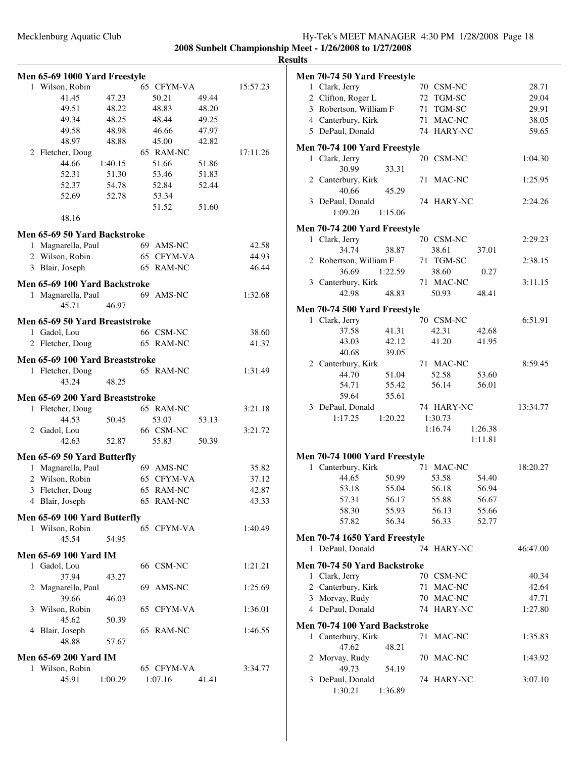**2008 Sunbelt Championship Meet - 1/26/2008 to 1/27/2008**

**Results**

### Men 65-69 1000 Yard Freestyle

| Place | Name | Age | Team | Time |
|---|---|---|---|---|
| 1 | Wilson, Robin | 65 | CFYM-VA | 15:57.23 |
| | 41.45 47.23 50.21 49.44 | | | |
| | 49.51 48.22 48.83 48.20 | | | |
| | 49.34 48.25 48.44 49.25 | | | |
| | 49.58 48.98 46.66 47.97 | | | |
| | 48.97 48.88 45.00 42.82 | | | |
| 2 | Fletcher, Doug | 65 | RAM-NC | 17:11.26 |
| | 44.66 1:40.15 51.66 51.86 | | | |
| | 52.31 51.30 53.46 51.83 | | | |
| | 52.37 54.78 52.84 52.44 | | | |
| | 52.69 52.78 53.34 | | | |
| | 51.52 51.60 | | | |
| | 48.16 | | | |

### Men 65-69 50 Yard Backstroke

| Place | Name | Age | Team | Time |
|---|---|---|---|---|
| 1 | Magnarella, Paul | 69 | AMS-NC | 42.58 |
| 2 | Wilson, Robin | 65 | CFYM-VA | 44.93 |
| 3 | Blair, Joseph | 65 | RAM-NC | 46.44 |

### Men 65-69 100 Yard Backstroke

| Place | Name | Age | Team | Time |
|---|---|---|---|---|
| 1 | Magnarella, Paul | 69 | AMS-NC | 1:32.68 |
| | 45.71 46.97 | | | |

### Men 65-69 50 Yard Breaststroke

| Place | Name | Age | Team | Time |
|---|---|---|---|---|
| 1 | Gadol, Lou | 66 | CSM-NC | 38.60 |
| 2 | Fletcher, Doug | 65 | RAM-NC | 41.37 |

### Men 65-69 100 Yard Breaststroke

| Place | Name | Age | Team | Time |
|---|---|---|---|---|
| 1 | Fletcher, Doug | 65 | RAM-NC | 1:31.49 |
| | 43.24 48.25 | | | |

### Men 65-69 200 Yard Breaststroke

| Place | Name | Age | Team | Time |
|---|---|---|---|---|
| 1 | Fletcher, Doug | 65 | RAM-NC | 3:21.18 |
| | 44.53 50.45 53.07 53.13 | | | |
| 2 | Gadol, Lou | 66 | CSM-NC | 3:21.72 |
| | 42.63 52.87 55.83 50.39 | | | |

### Men 65-69 50 Yard Butterfly

| Place | Name | Age | Team | Time |
|---|---|---|---|---|
| 1 | Magnarella, Paul | 69 | AMS-NC | 35.82 |
| 2 | Wilson, Robin | 65 | CFYM-VA | 37.12 |
| 3 | Fletcher, Doug | 65 | RAM-NC | 42.87 |
| 4 | Blair, Joseph | 65 | RAM-NC | 43.33 |

### Men 65-69 100 Yard Butterfly

| Place | Name | Age | Team | Time |
|---|---|---|---|---|
| 1 | Wilson, Robin | 65 | CFYM-VA | 1:40.49 |
| | 45.54 54.95 | | | |

### Men 65-69 100 Yard IM

| Place | Name | Age | Team | Time |
|---|---|---|---|---|
| 1 | Gadol, Lou | 66 | CSM-NC | 1:21.21 |
| | 37.94 43.27 | | | |
| 2 | Magnarella, Paul | 69 | AMS-NC | 1:25.69 |
| | 39.66 46.03 | | | |
| 3 | Wilson, Robin | 65 | CFYM-VA | 1:36.01 |
| | 45.62 50.39 | | | |
| 4 | Blair, Joseph | 65 | RAM-NC | 1:46.55 |
| | 48.88 57.67 | | | |

### Men 65-69 200 Yard IM

| Place | Name | Age | Team | Time |
|---|---|---|---|---|
| 1 | Wilson, Robin | 65 | CFYM-VA | 3:34.77 |
| | 45.91 1:00.29 1:07.16 41.41 | | | |

### Men 70-74 50 Yard Freestyle

| Place | Name | Age | Team | Time |
|---|---|---|---|---|
| 1 | Clark, Jerry | 70 | CSM-NC | 28.71 |
| 2 | Clifton, Roger L | 72 | TGM-SC | 29.04 |
| 3 | Robertson, William F | 71 | TGM-SC | 29.91 |
| 4 | Canterbury, Kirk | 71 | MAC-NC | 38.05 |
| 5 | DePaul, Donald | 74 | HARY-NC | 59.65 |

### Men 70-74 100 Yard Freestyle

| Place | Name | Age | Team | Time |
|---|---|---|---|---|
| 1 | Clark, Jerry | 70 | CSM-NC | 1:04.30 |
| | 30.99 33.31 | | | |
| 2 | Canterbury, Kirk | 71 | MAC-NC | 1:25.95 |
| | 40.66 45.29 | | | |
| 3 | DePaul, Donald | 74 | HARY-NC | 2:24.26 |
| | 1:09.20 1:15.06 | | | |

### Men 70-74 200 Yard Freestyle

| Place | Name | Age | Team | Time |
|---|---|---|---|---|
| 1 | Clark, Jerry | 70 | CSM-NC | 2:29.23 |
| | 34.74 38.87 38.61 37.01 | | | |
| 2 | Robertson, William F | 71 | TGM-SC | 2:38.15 |
| | 36.69 1:22.59 38.60 0.27 | | | |
| 3 | Canterbury, Kirk | 71 | MAC-NC | 3:11.15 |
| | 42.98 48.83 50.93 48.41 | | | |

### Men 70-74 500 Yard Freestyle

| Place | Name | Age | Team | Time |
|---|---|---|---|---|
| 1 | Clark, Jerry | 70 | CSM-NC | 6:51.91 |
| | 37.58 41.31 42.31 42.68 | | | |
| | 43.03 42.12 41.20 41.95 | | | |
| | 40.68 39.05 | | | |
| 2 | Canterbury, Kirk | 71 | MAC-NC | 8:59.45 |
| | 44.70 51.04 52.58 53.60 | | | |
| | 54.71 55.42 56.14 56.01 | | | |
| | 59.64 55.61 | | | |
| 3 | DePaul, Donald | 74 | HARY-NC | 13:34.77 |
| | 1:17.25 1:20.22 1:30.73 | | | |
| | 1:16.74 1:26.38 | | | |
| | 1:11.81 | | | |

### Men 70-74 1000 Yard Freestyle

| Place | Name | Age | Team | Time |
|---|---|---|---|---|
| 1 | Canterbury, Kirk | 71 | MAC-NC | 18:20.27 |
| | 44.65 50.99 53.58 54.40 | | | |
| | 53.18 55.04 56.18 56.94 | | | |
| | 57.31 56.17 55.88 56.67 | | | |
| | 58.30 55.93 56.13 55.66 | | | |
| | 57.82 56.34 56.33 52.77 | | | |

### Men 70-74 1650 Yard Freestyle

| Place | Name | Age | Team | Time |
|---|---|---|---|---|
| 1 | DePaul, Donald | 74 | HARY-NC | 46:47.00 |

### Men 70-74 50 Yard Backstroke

| Place | Name | Age | Team | Time |
|---|---|---|---|---|
| 1 | Clark, Jerry | 70 | CSM-NC | 40.34 |
| 2 | Canterbury, Kirk | 71 | MAC-NC | 42.64 |
| 3 | Morvay, Rudy | 70 | MAC-NC | 47.71 |
| 4 | DePaul, Donald | 74 | HARY-NC | 1:27.80 |

### Men 70-74 100 Yard Backstroke

| Place | Name | Age | Team | Time |
|---|---|---|---|---|
| 1 | Canterbury, Kirk | 71 | MAC-NC | 1:35.83 |
| | 47.62 48.21 | | | |
| 2 | Morvay, Rudy | 70 | MAC-NC | 1:43.92 |
| | 49.73 54.19 | | | |
| 3 | DePaul, Donald | 74 | HARY-NC | 3:07.10 |
| | 1:30.21 1:36.89 | | | |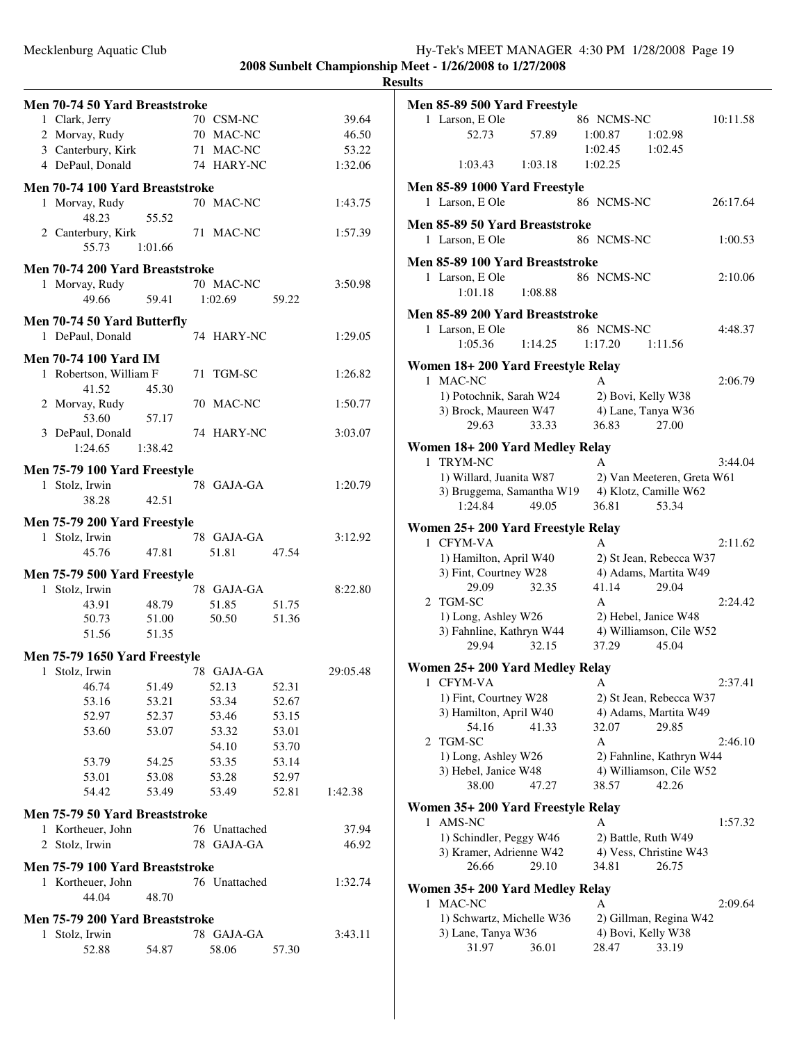Mecklenburg Aquatic Club — Hy-Tek's MEET MANAGER 4:30 PM 1/28/2008

**2008 Sunbelt Championship Meet - 1/26/2008 to 1/27/2008**

**Results**

### Men 70-74 50 Yard Breaststroke

| | Name | Age | Team | Time |
|---|---|---|---|---|
| 1 | Clark, Jerry | 70 | CSM-NC | 39.64 |
| 2 | Morvay, Rudy | 70 | MAC-NC | 46.50 |
| 3 | Canterbury, Kirk | 71 | MAC-NC | 53.22 |
| 4 | DePaul, Donald | 74 | HARY-NC | 1:32.06 |

### Men 70-74 100 Yard Breaststroke

| | Name | Age | Team | Time |
|---|---|---|---|---|
| 1 | Morvay, Rudy | 70 | MAC-NC | 1:43.75 |
| | 48.23 55.52 | | | |
| 2 | Canterbury, Kirk | 71 | MAC-NC | 1:57.39 |
| | 55.73 1:01.66 | | | |

### Men 70-74 200 Yard Breaststroke

| | Name | Age | Team | Time |
|---|---|---|---|---|
| 1 | Morvay, Rudy | 70 | MAC-NC | 3:50.98 |
| | 49.66 59.41 1:02.69 59.22 | | | |

### Men 70-74 50 Yard Butterfly

| | Name | Age | Team | Time |
|---|---|---|---|---|
| 1 | DePaul, Donald | 74 | HARY-NC | 1:29.05 |

### Men 70-74 100 Yard IM

| | Name | Age | Team | Time |
|---|---|---|---|---|
| 1 | Robertson, William F | 71 | TGM-SC | 1:26.82 |
| | 41.52 45.30 | | | |
| 2 | Morvay, Rudy | 70 | MAC-NC | 1:50.77 |
| | 53.60 57.17 | | | |
| 3 | DePaul, Donald | 74 | HARY-NC | 3:03.07 |
| | 1:24.65 1:38.42 | | | |

### Men 75-79 100 Yard Freestyle

| | Name | Age | Team | Time |
|---|---|---|---|---|
| 1 | Stolz, Irwin | 78 | GAJA-GA | 1:20.79 |
| | 38.28 42.51 | | | |

### Men 75-79 200 Yard Freestyle

| | Name | Age | Team | Time |
|---|---|---|---|---|
| 1 | Stolz, Irwin | 78 | GAJA-GA | 3:12.92 |
| | 45.76 47.81 51.81 47.54 | | | |

### Men 75-79 500 Yard Freestyle

| | Name | Age | Team | Time |
|---|---|---|---|---|
| 1 | Stolz, Irwin | 78 | GAJA-GA | 8:22.80 |
| | 43.91 48.79 51.85 51.75 | | | |
| | 50.73 51.00 50.50 51.36 | | | |
| | 51.56 51.35 | | | |

### Men 75-79 1650 Yard Freestyle

| | Name | Age | Team | Time |
|---|---|---|---|---|
| 1 | Stolz, Irwin | 78 | GAJA-GA | 29:05.48 |
| | 46.74 51.49 52.13 52.31 | | | |
| | 53.16 53.21 53.34 52.67 | | | |
| | 52.97 52.37 53.46 53.15 | | | |
| | 53.60 53.07 53.32 53.01 | | | |
| | 54.10 53.70 | | | |
| | 53.79 54.25 53.35 53.14 | | | |
| | 53.01 53.08 53.28 52.97 | | | |
| | 54.42 53.49 53.49 52.81 1:42.38 | | | |

### Men 75-79 50 Yard Breaststroke

| | Name | Age | Team | Time |
|---|---|---|---|---|
| 1 | Kortheuer, John | 76 | Unattached | 37.94 |
| 2 | Stolz, Irwin | 78 | GAJA-GA | 46.92 |

### Men 75-79 100 Yard Breaststroke

| | Name | Age | Team | Time |
|---|---|---|---|---|
| 1 | Kortheuer, John | 76 | Unattached | 1:32.74 |
| | 44.04 48.70 | | | |

### Men 75-79 200 Yard Breaststroke

| | Name | Age | Team | Time |
|---|---|---|---|---|
| 1 | Stolz, Irwin | 78 | GAJA-GA | 3:43.11 |
| | 52.88 54.87 58.06 57.30 | | | |

### Men 85-89 500 Yard Freestyle

| | Name | Age | Team | Time |
|---|---|---|---|---|
| 1 | Larson, E Ole | 86 | NCMS-NC | 10:11.58 |
| | 52.73 57.89 1:00.87 1:02.98 | | | |
| | 1:02.45 1:02.45 | | | |
| | 1:03.43 1:03.18 1:02.25 | | | |

### Men 85-89 1000 Yard Freestyle

| | Name | Age | Team | Time |
|---|---|---|---|---|
| 1 | Larson, E Ole | 86 | NCMS-NC | 26:17.64 |

### Men 85-89 50 Yard Breaststroke

| | Name | Age | Team | Time |
|---|---|---|---|---|
| 1 | Larson, E Ole | 86 | NCMS-NC | 1:00.53 |

### Men 85-89 100 Yard Breaststroke

| | Name | Age | Team | Time |
|---|---|---|---|---|
| 1 | Larson, E Ole | 86 | NCMS-NC | 2:10.06 |
| | 1:01.18 1:08.88 | | | |

### Men 85-89 200 Yard Breaststroke

| | Name | Age | Team | Time |
|---|---|---|---|---|
| 1 | Larson, E Ole | 86 | NCMS-NC | 4:48.37 |
| | 1:05.36 1:14.25 1:17.20 1:11.56 | | | |

### Women 18+ 200 Yard Freestyle Relay

| | Team | Relay | Time |
|---|---|---|---|
| 1 | MAC-NC | A | 2:06.79 |
| | 1) Potochnik, Sarah W24; 2) Bovi, Kelly W38; 3) Brock, Maureen W47; 4) Lane, Tanya W36 | | |
| | 29.63 33.33 36.83 27.00 | | |

### Women 18+ 200 Yard Medley Relay

| | Team | Relay | Time |
|---|---|---|---|
| 1 | TRYM-NC | A | 3:44.04 |
| | 1) Willard, Juanita W87; 2) Van Meeteren, Greta W61; 3) Bruggema, Samantha W19; 4) Klotz, Camille W62 | | |
| | 1:24.84 49.05 36.81 53.34 | | |

### Women 25+ 200 Yard Freestyle Relay

| | Team | Relay | Time |
|---|---|---|---|
| 1 | CFYM-VA | A | 2:11.62 |
| | 1) Hamilton, April W40; 2) St Jean, Rebecca W37; 3) Fint, Courtney W28; 4) Adams, Martita W49 | | |
| | 29.09 32.35 41.14 29.04 | | |
| 2 | TGM-SC | A | 2:24.42 |
| | 1) Long, Ashley W26; 2) Hebel, Janice W48; 3) Fahnline, Kathryn W44; 4) Williamson, Cile W52 | | |
| | 29.94 32.15 37.29 45.04 | | |

### Women 25+ 200 Yard Medley Relay

| | Team | Relay | Time |
|---|---|---|---|
| 1 | CFYM-VA | A | 2:37.41 |
| | 1) Fint, Courtney W28; 2) St Jean, Rebecca W37; 3) Hamilton, April W40; 4) Adams, Martita W49 | | |
| | 54.16 41.33 32.07 29.85 | | |
| 2 | TGM-SC | A | 2:46.10 |
| | 1) Long, Ashley W26; 2) Fahnline, Kathryn W44; 3) Hebel, Janice W48; 4) Williamson, Cile W52 | | |
| | 38.00 47.27 38.57 42.26 | | |

### Women 35+ 200 Yard Freestyle Relay

| | Team | Relay | Time |
|---|---|---|---|
| 1 | AMS-NC | A | 1:57.32 |
| | 1) Schindler, Peggy W46; 2) Battle, Ruth W49; 3) Kramer, Adrienne W42; 4) Vess, Christine W43 | | |
| | 26.66 29.10 34.81 26.75 | | |

### Women 35+ 200 Yard Medley Relay

| | Team | Relay | Time |
|---|---|---|---|
| 1 | MAC-NC | A | 2:09.64 |
| | 1) Schwartz, Michelle W36; 2) Gillman, Regina W42; 3) Lane, Tanya W36; 4) Bovi, Kelly W38 | | |
| | 31.97 36.01 28.47 33.19 | | |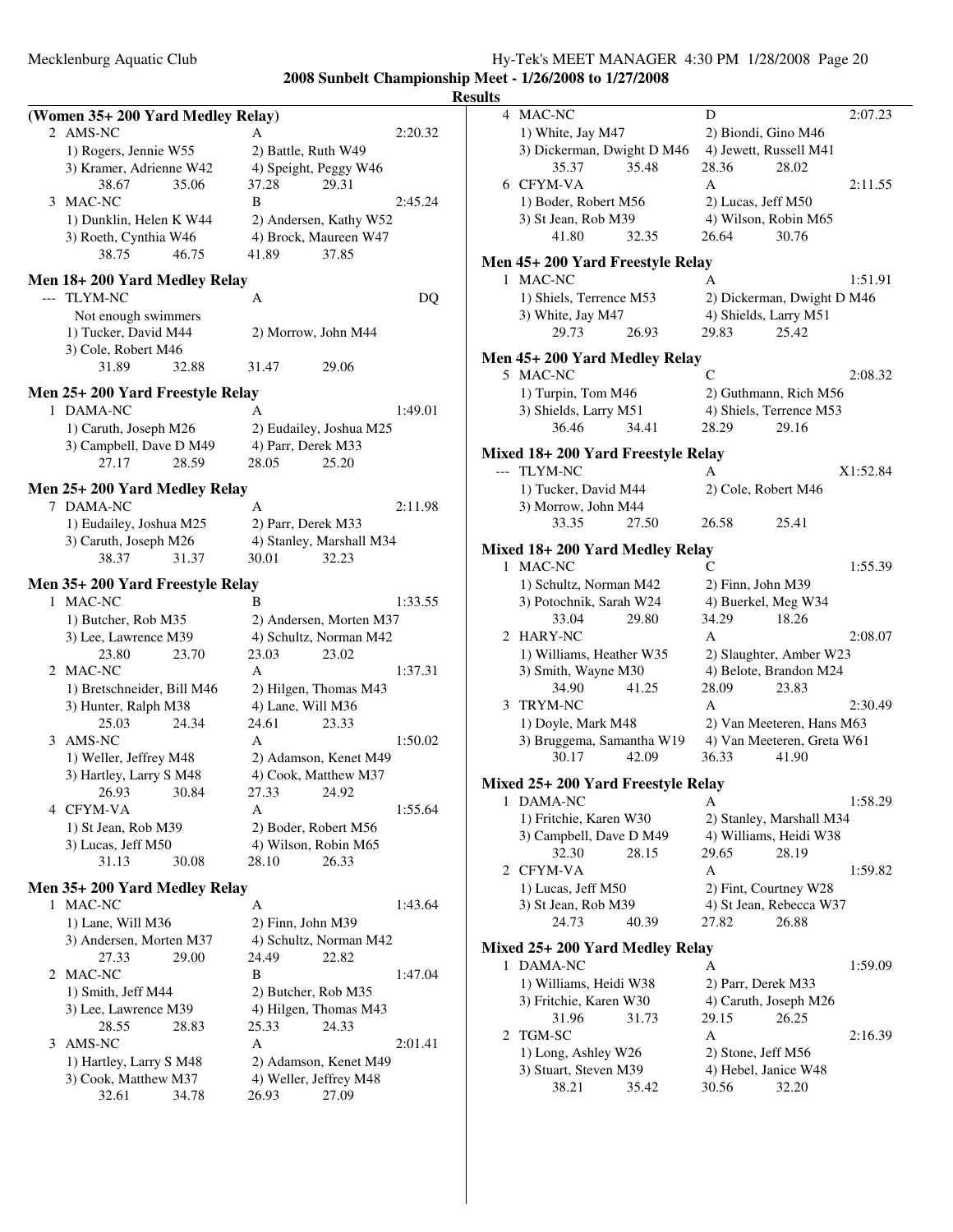## 2008 Sunbelt Championship Meet - 1/26/2008 to 1/27/2008

### Results

**(Women 35+ 200 Yard Medley Relay)**

2 AMS-NC A 2:20.32
1) Rogers, Jennie W55 2) Battle, Ruth W49
3) Kramer, Adrienne W42 4) Speight, Peggy W46
38.67 35.06 37.28 29.31

3 MAC-NC B 2:45.24
1) Dunklin, Helen K W44 2) Andersen, Kathy W52
3) Roeth, Cynthia W46 4) Brock, Maureen W47
38.75 46.75 41.89 37.85

**Men 18+ 200 Yard Medley Relay**

--- TLYM-NC A DQ
Not enough swimmers
1) Tucker, David M44 2) Morrow, John M44
3) Cole, Robert M46
31.89 32.88 31.47 29.06

**Men 25+ 200 Yard Freestyle Relay**

1 DAMA-NC A 1:49.01
1) Caruth, Joseph M26 2) Eudailey, Joshua M25
3) Campbell, Dave D M49 4) Parr, Derek M33
27.17 28.59 28.05 25.20

**Men 25+ 200 Yard Medley Relay**

7 DAMA-NC A 2:11.98
1) Eudailey, Joshua M25 2) Parr, Derek M33
3) Caruth, Joseph M26 4) Stanley, Marshall M34
38.37 31.37 30.01 32.23

**Men 35+ 200 Yard Freestyle Relay**

1 MAC-NC B 1:33.55
1) Butcher, Rob M35 2) Andersen, Morten M37
3) Lee, Lawrence M39 4) Schultz, Norman M42
23.80 23.70 23.03 23.02

2 MAC-NC A 1:37.31
1) Bretschneider, Bill M46 2) Hilgen, Thomas M43
3) Hunter, Ralph M38 4) Lane, Will M36
25.03 24.34 24.61 23.33

3 AMS-NC A 1:50.02
1) Weller, Jeffrey M48 2) Adamson, Kenet M49
3) Hartley, Larry S M48 4) Cook, Matthew M37
26.93 30.84 27.33 24.92

4 CFYM-VA A 1:55.64
1) St Jean, Rob M39 2) Boder, Robert M56
3) Lucas, Jeff M50 4) Wilson, Robin M65
31.13 30.08 28.10 26.33

**Men 35+ 200 Yard Medley Relay**

1 MAC-NC A 1:43.64
1) Lane, Will M36 2) Finn, John M39
3) Andersen, Morten M37 4) Schultz, Norman M42
27.33 29.00 24.49 22.82

2 MAC-NC B 1:47.04
1) Smith, Jeff M44 2) Butcher, Rob M35
3) Lee, Lawrence M39 4) Hilgen, Thomas M43
28.55 28.83 25.33 24.33

3 AMS-NC A 2:01.41
1) Hartley, Larry S M48 2) Adamson, Kenet M49
3) Cook, Matthew M37 4) Weller, Jeffrey M48
32.61 34.78 26.93 27.09

4 MAC-NC D 2:07.23
1) White, Jay M47 2) Biondi, Gino M46
3) Dickerman, Dwight D M46 4) Jewett, Russell M41
35.37 35.48 28.36 28.02

6 CFYM-VA A 2:11.55
1) Boder, Robert M56 2) Lucas, Jeff M50
3) St Jean, Rob M39 4) Wilson, Robin M65
41.80 32.35 26.64 30.76

**Men 45+ 200 Yard Freestyle Relay**

1 MAC-NC A 1:51.91
1) Shiels, Terrence M53 2) Dickerman, Dwight D M46
3) White, Jay M47 4) Shields, Larry M51
29.73 26.93 29.83 25.42

**Men 45+ 200 Yard Medley Relay**

5 MAC-NC C 2:08.32
1) Turpin, Tom M46 2) Guthmann, Rich M56
3) Shields, Larry M51 4) Shiels, Terrence M53
36.46 34.41 28.29 29.16

**Mixed 18+ 200 Yard Freestyle Relay**

--- TLYM-NC A X1:52.84
1) Tucker, David M44 2) Cole, Robert M46
3) Morrow, John M44
33.35 27.50 26.58 25.41

**Mixed 18+ 200 Yard Medley Relay**

1 MAC-NC C 1:55.39
1) Schultz, Norman M42 2) Finn, John M39
3) Potochnik, Sarah W24 4) Buerkel, Meg W34
33.04 29.80 34.29 18.26

2 HARY-NC A 2:08.07
1) Williams, Heather W35 2) Slaughter, Amber W23
3) Smith, Wayne M30 4) Belote, Brandon M24
34.90 41.25 28.09 23.83

3 TRYM-NC A 2:30.49
1) Doyle, Mark M48 2) Van Meeteren, Hans M63
3) Bruggema, Samantha W19 4) Van Meeteren, Greta W61
30.17 42.09 36.33 41.90

**Mixed 25+ 200 Yard Freestyle Relay**

1 DAMA-NC A 1:58.29
1) Fritchie, Karen W30 2) Stanley, Marshall M34
3) Campbell, Dave D M49 4) Williams, Heidi W38
32.30 28.15 29.65 28.19

2 CFYM-VA A 1:59.82
1) Lucas, Jeff M50 2) Fint, Courtney W28
3) St Jean, Rob M39 4) St Jean, Rebecca W37
24.73 40.39 27.82 26.88

**Mixed 25+ 200 Yard Medley Relay**

1 DAMA-NC A 1:59.09
1) Williams, Heidi W38 2) Parr, Derek M33
3) Fritchie, Karen W30 4) Caruth, Joseph M26
31.96 31.73 29.15 26.25

2 TGM-SC A 2:16.39
1) Long, Ashley W26 2) Stone, Jeff M56
3) Stuart, Steven M39 4) Hebel, Janice W48
38.21 35.42 30.56 32.20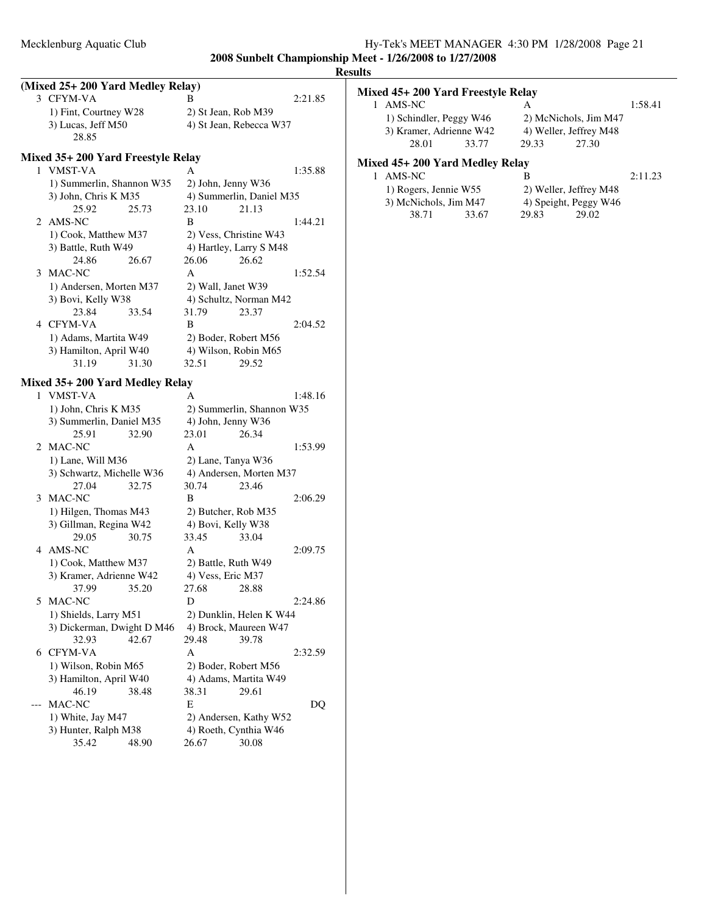**Results**

**(Mixed 25+ 200 Yard Medley Relay)**

```
  3 CFYM-VA                       B                     2:21.85
      1) Fint, Courtney W28       2) St Jean, Rob M39
      3) Lucas, Jeff M50          4) St Jean, Rebecca W37
         28.85
```

**Mixed 35+ 200 Yard Freestyle Relay**

```
  1 VMST-VA                       A                     1:35.88
      1) Summerlin, Shannon W35   2) John, Jenny W36
      3) John, Chris K M35        4) Summerlin, Daniel M35
         25.92      25.73      23.10      21.13
  2 AMS-NC                        B                     1:44.21
      1) Cook, Matthew M37        2) Vess, Christine W43
      3) Battle, Ruth W49         4) Hartley, Larry S M48
         24.86      26.67      26.06      26.62
  3 MAC-NC                        A                     1:52.54
      1) Andersen, Morten M37     2) Wall, Janet W39
      3) Bovi, Kelly W38          4) Schultz, Norman M42
         23.84      33.54      31.79      23.37
  4 CFYM-VA                       B                     2:04.52
      1) Adams, Martita W49       2) Boder, Robert M56
      3) Hamilton, April W40      4) Wilson, Robin M65
         31.19      31.30      32.51      29.52
```

**Mixed 35+ 200 Yard Medley Relay**

```
  1 VMST-VA                       A                     1:48.16
      1) John, Chris K M35        2) Summerlin, Shannon W35
      3) Summerlin, Daniel M35    4) John, Jenny W36
         25.91      32.90      23.01      26.34
  2 MAC-NC                        A                     1:53.99
      1) Lane, Will M36           2) Lane, Tanya W36
      3) Schwartz, Michelle W36   4) Andersen, Morten M37
         27.04      32.75      30.74      23.46
  3 MAC-NC                        B                     2:06.29
      1) Hilgen, Thomas M43       2) Butcher, Rob M35
      3) Gillman, Regina W42      4) Bovi, Kelly W38
         29.05      30.75      33.45      33.04
  4 AMS-NC                        A                     2:09.75
      1) Cook, Matthew M37        2) Battle, Ruth W49
      3) Kramer, Adrienne W42     4) Vess, Eric M37
         37.99      35.20      27.68      28.88
  5 MAC-NC                        D                     2:24.86
      1) Shields, Larry M51       2) Dunklin, Helen K W44
      3) Dickerman, Dwight D M46  4) Brock, Maureen W47
         32.93      42.67      29.48      39.78
  6 CFYM-VA                       A                     2:32.59
      1) Wilson, Robin M65        2) Boder, Robert M56
      3) Hamilton, April W40      4) Adams, Martita W49
         46.19      38.48      38.31      29.61
--- MAC-NC                        E                          DQ
      1) White, Jay M47           2) Andersen, Kathy W52
      3) Hunter, Ralph M38        4) Roeth, Cynthia W46
         35.42      48.90      26.67      30.08
```

**Mixed 45+ 200 Yard Freestyle Relay**

```
  1 AMS-NC                        A                     1:58.41
      1) Schindler, Peggy W46     2) McNichols, Jim M47
      3) Kramer, Adrienne W42     4) Weller, Jeffrey M48
         28.01      33.77      29.33      27.30
```

**Mixed 45+ 200 Yard Medley Relay**

```
  1 AMS-NC                        B                     2:11.23
      1) Rogers, Jennie W55       2) Weller, Jeffrey M48
      3) McNichols, Jim M47       4) Speight, Peggy W46
         38.71      33.67      29.83      29.02
```